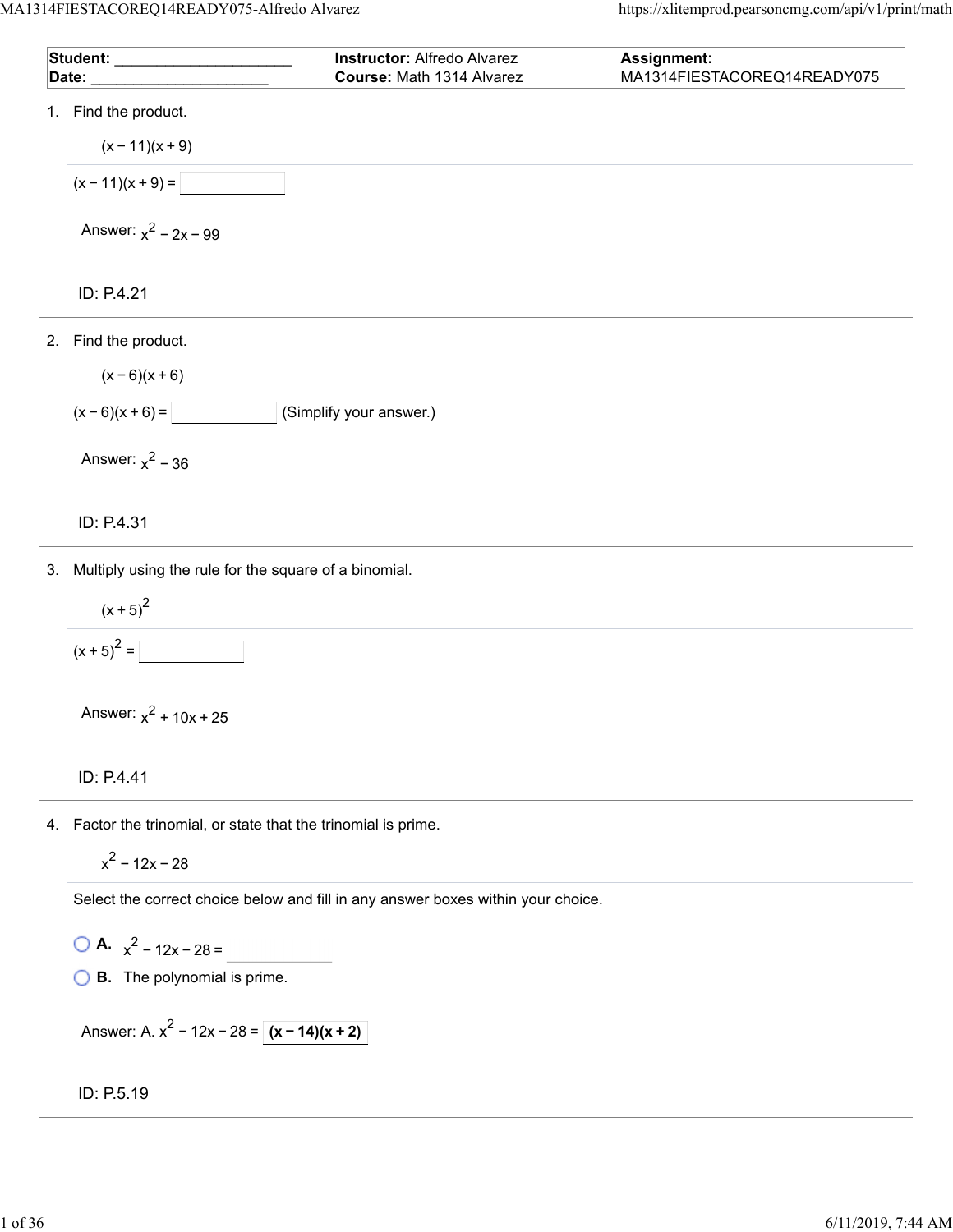| Student: ____________________ | Instructor: Alfredo Alvarez | Assignment: |
| --- | --- | --- |
| Date: ____________________ | Course: Math 1314 Alvarez | MA1314FIESTACOREQ14READY075 |

1. Find the product.

   $(x - 11)(x + 9)$

   $(x - 11)(x + 9) =$ ____________

   Answer: $x^2 - 2x - 99$

   ID: P.4.21

---

2. Find the product.

   $(x - 6)(x + 6)$

   $(x - 6)(x + 6) =$ ____________ (Simplify your answer.)

   Answer: $x^2 - 36$

   ID: P.4.31

---

3. Multiply using the rule for the square of a binomial.

   $(x + 5)^2$

   $(x + 5)^2 =$ ____________

   Answer: $x^2 + 10x + 25$

   ID: P.4.41

---

4. Factor the trinomial, or state that the trinomial is prime.

   $x^2 - 12x - 28$

   Select the correct choice below and fill in any answer boxes within your choice.

   - **A.** $x^2 - 12x - 28 =$ ____________
   - **B.** The polynomial is prime.

   Answer: A. $x^2 - 12x - 28 =$ **$(x - 14)(x + 2)$**

   ID: P.5.19

---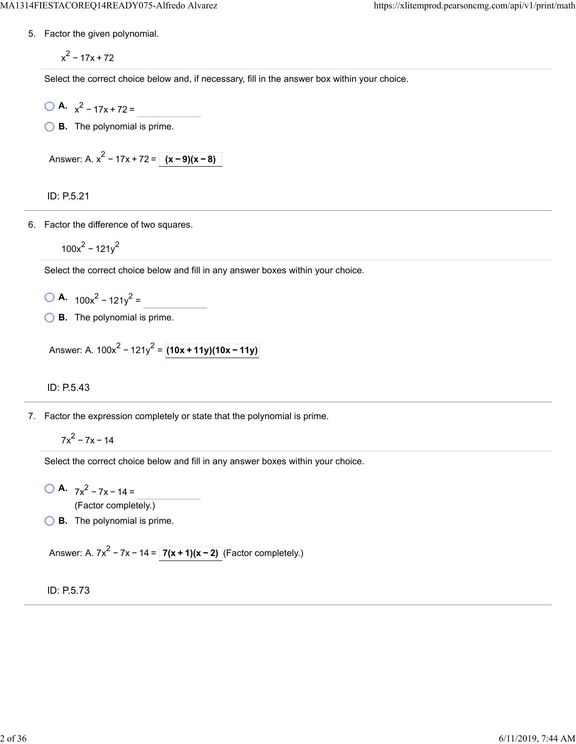5. Factor the given polynomial.

$$x^2 - 17x + 72$$

Select the correct choice below and, if necessary, fill in the answer box within your choice.

- **A.** $x^2 - 17x + 72 =$ ______
- **B.** The polynomial is prime.

Answer: A. $x^2 - 17x + 72 =$ **$(x - 9)(x - 8)$**

ID: P.5.21

---

6. Factor the difference of two squares.

$$100x^2 - 121y^2$$

Select the correct choice below and fill in any answer boxes within your choice.

- **A.** $100x^2 - 121y^2 =$ ______
- **B.** The polynomial is prime.

Answer: A. $100x^2 - 121y^2 =$ **$(10x + 11y)(10x - 11y)$**

ID: P.5.43

---

7. Factor the expression completely or state that the polynomial is prime.

$$7x^2 - 7x - 14$$

Select the correct choice below and fill in any answer boxes within your choice.

- **A.** $7x^2 - 7x - 14 =$ ______
  (Factor completely.)
- **B.** The polynomial is prime.

Answer: A. $7x^2 - 7x - 14 =$ **$7(x + 1)(x - 2)$** (Factor completely.)

ID: P.5.73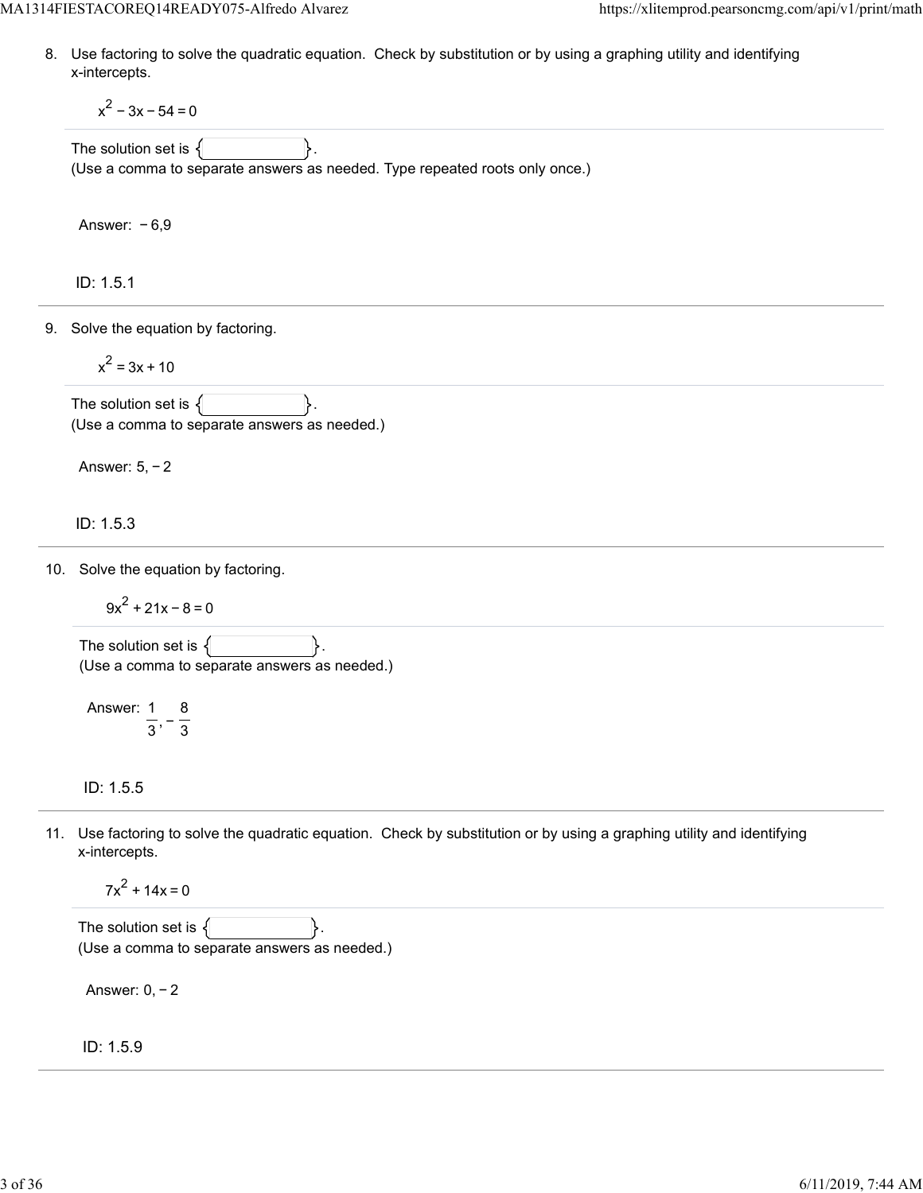8. Use factoring to solve the quadratic equation. Check by substitution or by using a graphing utility and identifying x-intercepts.

$$x^2 - 3x - 54 = 0$$

The solution set is { }.
(Use a comma to separate answers as needed. Type repeated roots only once.)

Answer: $-6, 9$

ID: 1.5.1

---

9. Solve the equation by factoring.

$$x^2 = 3x + 10$$

The solution set is { }.
(Use a comma to separate answers as needed.)

Answer: $5, -2$

ID: 1.5.3

---

10. Solve the equation by factoring.

$$9x^2 + 21x - 8 = 0$$

The solution set is { }.
(Use a comma to separate answers as needed.)

Answer: $\frac{1}{3}, -\frac{8}{3}$

ID: 1.5.5

---

11. Use factoring to solve the quadratic equation. Check by substitution or by using a graphing utility and identifying x-intercepts.

$$7x^2 + 14x = 0$$

The solution set is { }.
(Use a comma to separate answers as needed.)

Answer: $0, -2$

ID: 1.5.9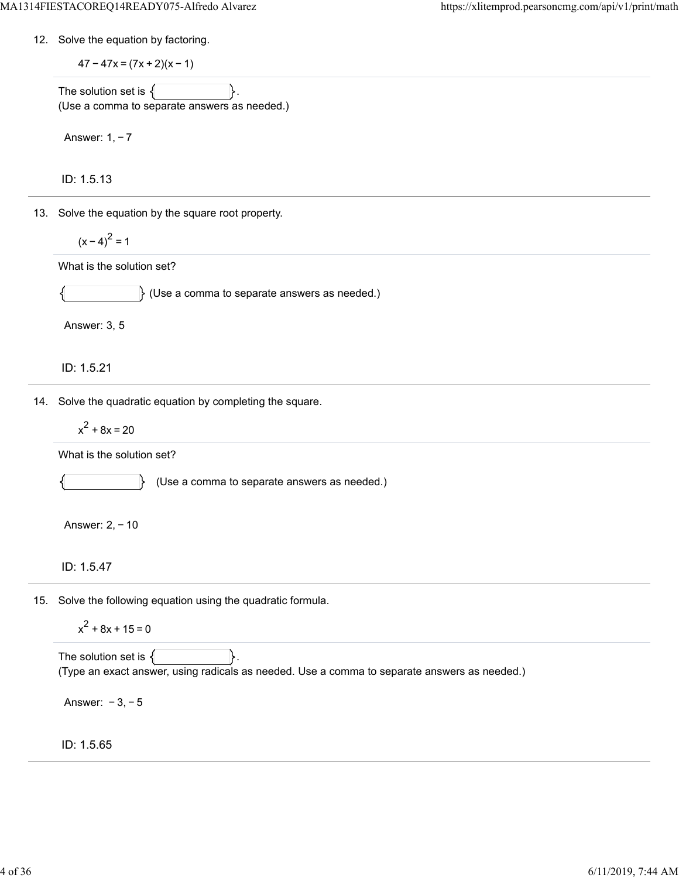12. Solve the equation by factoring.

$$47 - 47x = (7x + 2)(x - 1)$$

The solution set is { }.
(Use a comma to separate answers as needed.)

Answer: 1, − 7

ID: 1.5.13

---

13. Solve the equation by the square root property.

$$(x - 4)^2 = 1$$

What is the solution set?

{ } (Use a comma to separate answers as needed.)

Answer: 3, 5

ID: 1.5.21

---

14. Solve the quadratic equation by completing the square.

$$x^2 + 8x = 20$$

What is the solution set?

{ } (Use a comma to separate answers as needed.)

Answer: 2, − 10

ID: 1.5.47

---

15. Solve the following equation using the quadratic formula.

$$x^2 + 8x + 15 = 0$$

The solution set is { }.
(Type an exact answer, using radicals as needed. Use a comma to separate answers as needed.)

Answer: − 3, − 5

ID: 1.5.65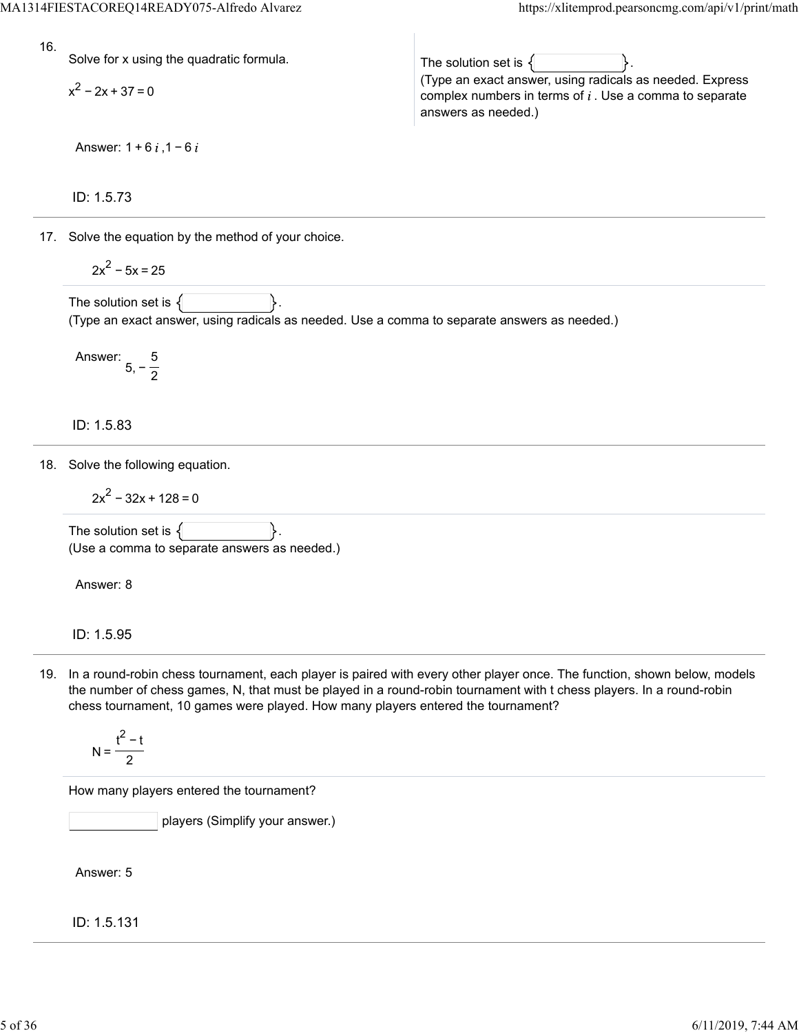16. Solve for x using the quadratic formula.

$x^2 - 2x + 37 = 0$

The solution set is { }.
(Type an exact answer, using radicals as needed. Express complex numbers in terms of $i$. Use a comma to separate answers as needed.)

Answer: $1 + 6i, 1 - 6i$

ID: 1.5.73

---

17. Solve the equation by the method of your choice.

$2x^2 - 5x = 25$

The solution set is { }.
(Type an exact answer, using radicals as needed. Use a comma to separate answers as needed.)

Answer: $5, -\frac{5}{2}$

ID: 1.5.83

---

18. Solve the following equation.

$2x^2 - 32x + 128 = 0$

The solution set is { }.
(Use a comma to separate answers as needed.)

Answer: 8

ID: 1.5.95

---

19. In a round-robin chess tournament, each player is paired with every other player once. The function, shown below, models the number of chess games, N, that must be played in a round-robin tournament with t chess players. In a round-robin chess tournament, 10 games were played. How many players entered the tournament?

$$N = \frac{t^2 - t}{2}$$

How many players entered the tournament?

______ players (Simplify your answer.)

Answer: 5

ID: 1.5.131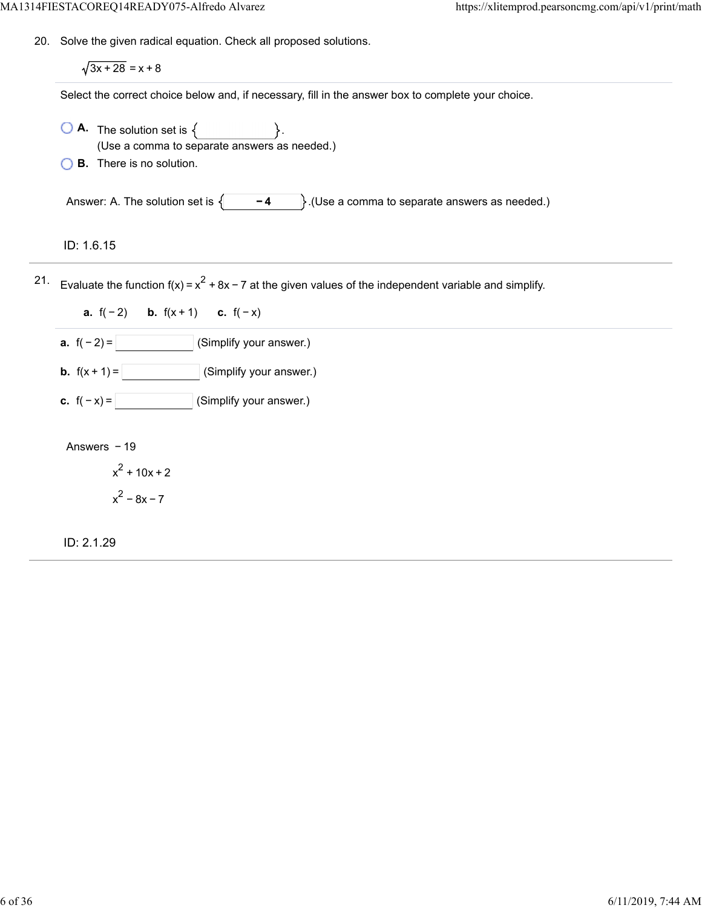20. Solve the given radical equation. Check all proposed solutions.

$$\sqrt{3x+28} = x+8$$

Select the correct choice below and, if necessary, fill in the answer box to complete your choice.

- A. The solution set is { }. (Use a comma to separate answers as needed.)
- B. There is no solution.

Answer: A. The solution set is { $-4$ }.(Use a comma to separate answers as needed.)

ID: 1.6.15

---

21. Evaluate the function $f(x) = x^2 + 8x - 7$ at the given values of the independent variable and simplify.

**a.** $f(-2)$ **b.** $f(x+1)$ **c.** $f(-x)$

**a.** $f(-2) =$ ______ (Simplify your answer.)

**b.** $f(x+1) =$ ______ (Simplify your answer.)

**c.** $f(-x) =$ ______ (Simplify your answer.)

Answers $-19$

$x^2 + 10x + 2$

$x^2 - 8x - 7$

ID: 2.1.29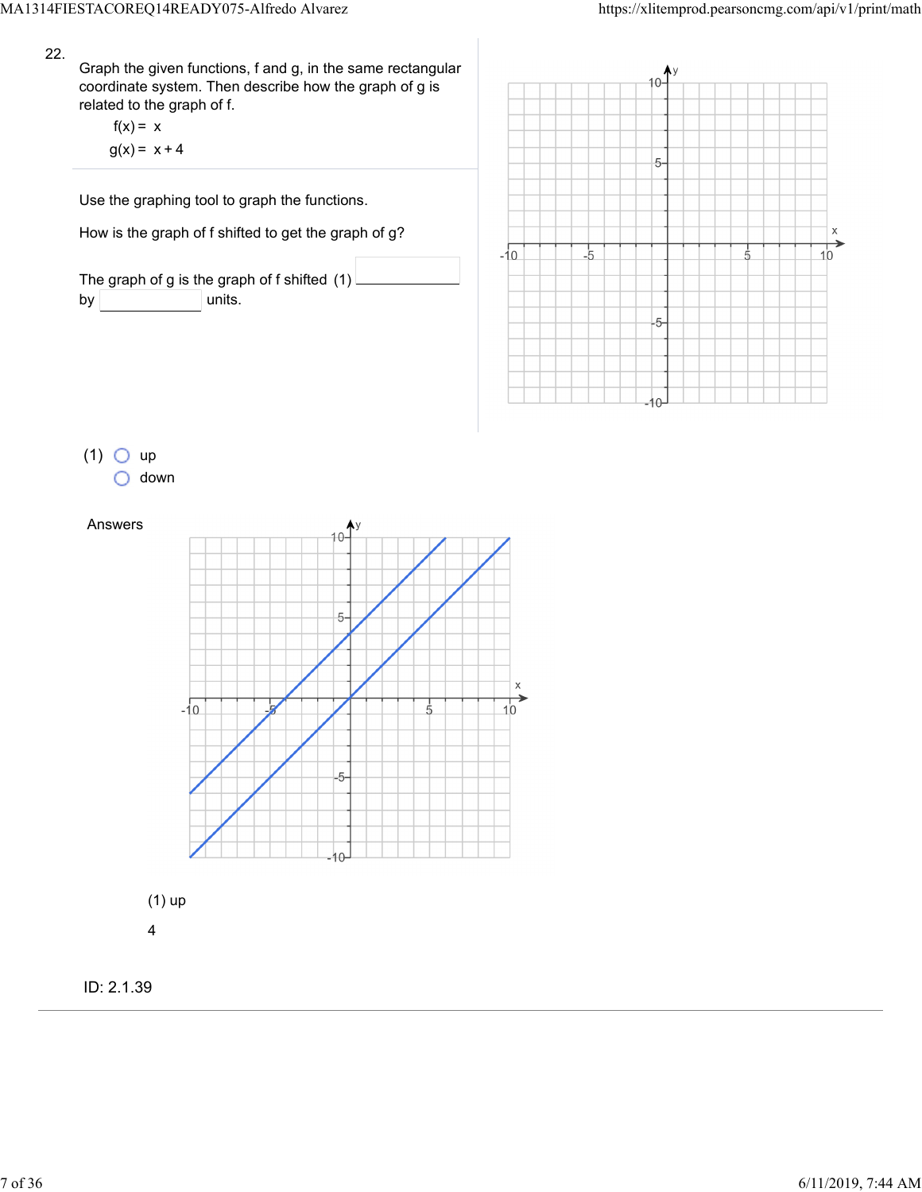22.

Graph the given functions, f and g, in the same rectangular coordinate system. Then describe how the graph of g is related to the graph of f.

$f(x) = x$

$g(x) = x + 4$

Use the graphing tool to graph the functions.

How is the graph of f shifted to get the graph of g?

The graph of g is the graph of f shifted (1) \_\_\_\_\_\_\_\_\_\_ by \_\_\_\_\_\_\_\_\_\_ units.

(1)
- up
- down

Answers

(1) up

4

ID: 2.1.39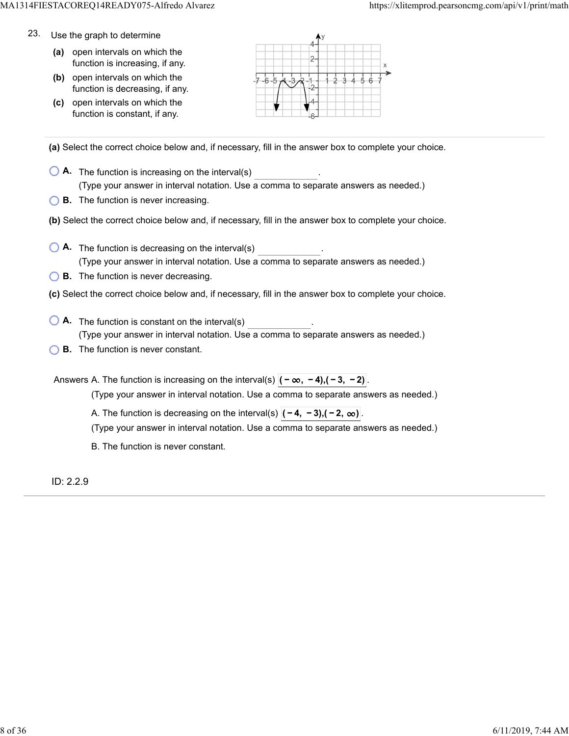23. Use the graph to determine

**(a)** open intervals on which the function is increasing, if any.

**(b)** open intervals on which the function is decreasing, if any.

**(c)** open intervals on which the function is constant, if any.

**(a)** Select the correct choice below and, if necessary, fill in the answer box to complete your choice.

- **A.** The function is increasing on the interval(s) ________.
  (Type your answer in interval notation. Use a comma to separate answers as needed.)
- **B.** The function is never increasing.

**(b)** Select the correct choice below and, if necessary, fill in the answer box to complete your choice.

- **A.** The function is decreasing on the interval(s) ________.
  (Type your answer in interval notation. Use a comma to separate answers as needed.)
- **B.** The function is never decreasing.

**(c)** Select the correct choice below and, if necessary, fill in the answer box to complete your choice.

- **A.** The function is constant on the interval(s) ________.
  (Type your answer in interval notation. Use a comma to separate answers as needed.)
- **B.** The function is never constant.

Answers A. The function is increasing on the interval(s) $(-\infty, -4),(-3, -2)$.
(Type your answer in interval notation. Use a comma to separate answers as needed.)

A. The function is decreasing on the interval(s) $(-4, -3),(-2, \infty)$.
(Type your answer in interval notation. Use a comma to separate answers as needed.)

B. The function is never constant.

ID: 2.2.9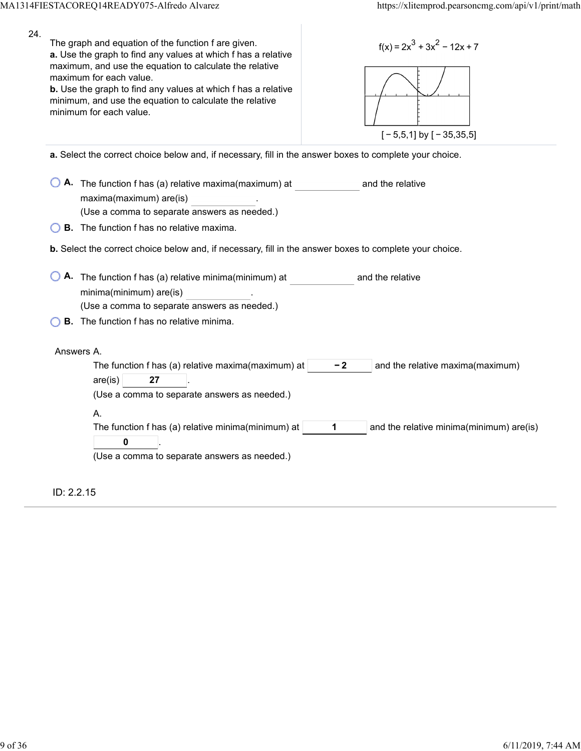24.

The graph and equation of the function f are given.

**a.** Use the graph to find any values at which f has a relative maximum, and use the equation to calculate the relative maximum for each value.

**b.** Use the graph to find any values at which f has a relative minimum, and use the equation to calculate the relative minimum for each value.

$f(x) = 2x^3 + 3x^2 - 12x + 7$

$[-5,5,1]$ by $[-35,35,5]$

**a.** Select the correct choice below and, if necessary, fill in the answer boxes to complete your choice.

- **A.** The function f has (a) relative maxima(maximum) at \_\_\_\_\_\_\_\_ and the relative maxima(maximum) are(is) \_\_\_\_\_\_\_\_.
  (Use a comma to separate answers as needed.)
- **B.** The function f has no relative maxima.

**b.** Select the correct choice below and, if necessary, fill in the answer boxes to complete your choice.

- **A.** The function f has (a) relative minima(minimum) at \_\_\_\_\_\_\_\_ and the relative minima(minimum) are(is) \_\_\_\_\_\_\_\_.
  (Use a comma to separate answers as needed.)
- **B.** The function f has no relative minima.

Answers A.

The function f has (a) relative maxima(maximum) at **$-2$** and the relative maxima(maximum) are(is) **27**.
(Use a comma to separate answers as needed.)

A.

The function f has (a) relative minima(minimum) at **1** and the relative minima(minimum) are(is) **0**.
(Use a comma to separate answers as needed.)

ID: 2.2.15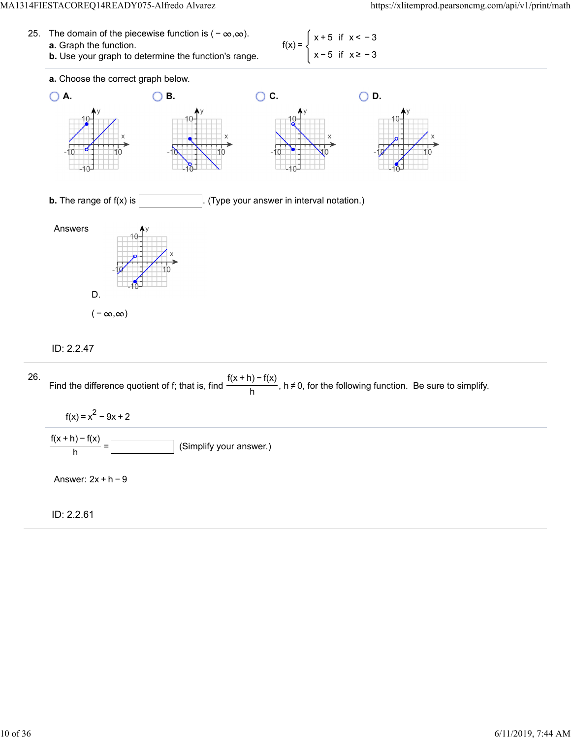25. The domain of the piecewise function is $(-\infty,\infty)$.

**a.** Graph the function.

**b.** Use your graph to determine the function's range.

$$f(x) = \begin{cases} x+5 & \text{if } x < -3 \\ x-5 & \text{if } x \geq -3 \end{cases}$$

**a.** Choose the correct graph below.

- A.
- B.
- C.
- D.

**b.** The range of f(x) is ______. (Type your answer in interval notation.)

Answers

D.

$(-\infty,\infty)$

ID: 2.2.47

---

26. Find the difference quotient of f; that is, find $\frac{f(x+h)-f(x)}{h}$, $h \neq 0$, for the following function. Be sure to simplify.

$f(x) = x^2 - 9x + 2$

$\frac{f(x+h)-f(x)}{h} =$ ______ (Simplify your answer.)

Answer: $2x + h - 9$

ID: 2.2.61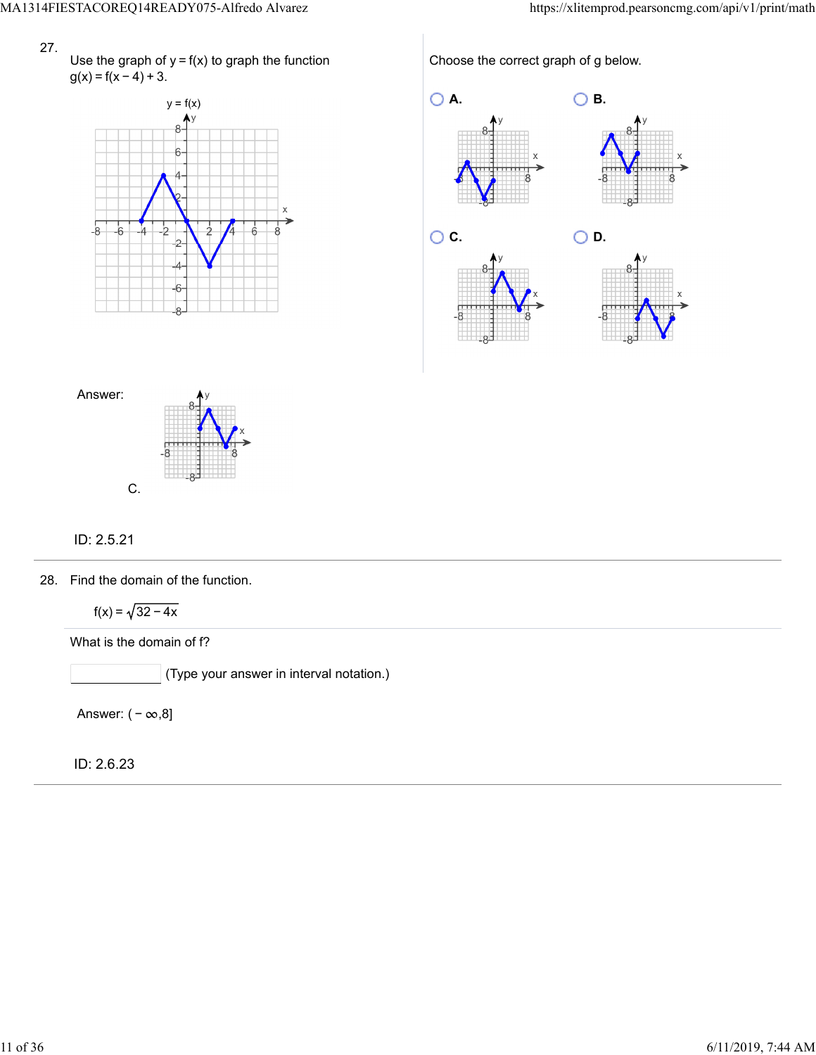27. Use the graph of $y = f(x)$ to graph the function $g(x) = f(x - 4) + 3$.

Choose the correct graph of g below.

- A.
- B.
- C.
- D.

Answer: C.

ID: 2.5.21

---

28. Find the domain of the function.

$$f(x) = \sqrt{32 - 4x}$$

What is the domain of f?

(Type your answer in interval notation.)

Answer: $(-\infty,8]$

ID: 2.6.23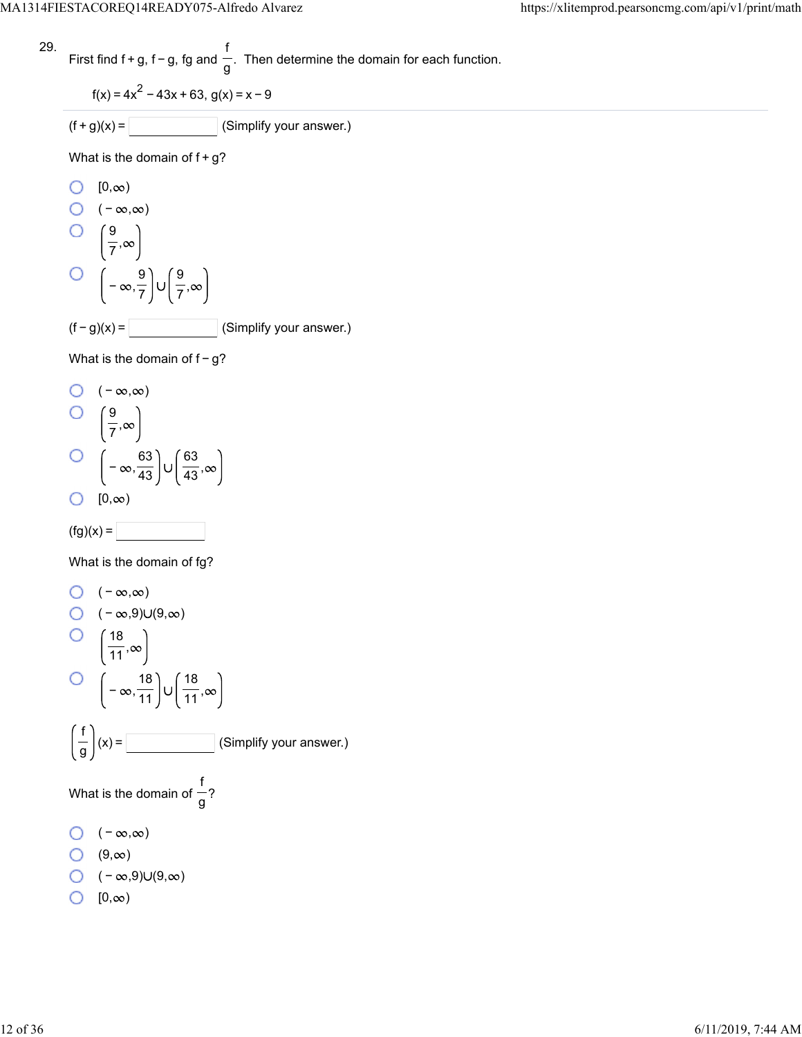29. First find f + g, f − g, fg and $\frac{f}{g}$. Then determine the domain for each function.

$f(x) = 4x^2 - 43x + 63$, $g(x) = x - 9$

---

$(f+g)(x) =$ ________ (Simplify your answer.)

What is the domain of f + g?

- $[0,\infty)$
- $(-\infty,\infty)$
- $\left(\frac{9}{7},\infty\right)$
- $\left(-\infty,\frac{9}{7}\right)\cup\left(\frac{9}{7},\infty\right)$

$(f-g)(x) =$ ________ (Simplify your answer.)

What is the domain of f − g?

- $(-\infty,\infty)$
- $\left(\frac{9}{7},\infty\right)$
- $\left(-\infty,\frac{63}{43}\right)\cup\left(\frac{63}{43},\infty\right)$
- $[0,\infty)$

$(fg)(x) =$ ________

What is the domain of fg?

- $(-\infty,\infty)$
- $(-\infty,9)\cup(9,\infty)$
- $\left(\frac{18}{11},\infty\right)$
- $\left(-\infty,\frac{18}{11}\right)\cup\left(\frac{18}{11},\infty\right)$

$\left(\frac{f}{g}\right)(x) =$ ________ (Simplify your answer.)

What is the domain of $\frac{f}{g}$?

- $(-\infty,\infty)$
- $(9,\infty)$
- $(-\infty,9)\cup(9,\infty)$
- $[0,\infty)$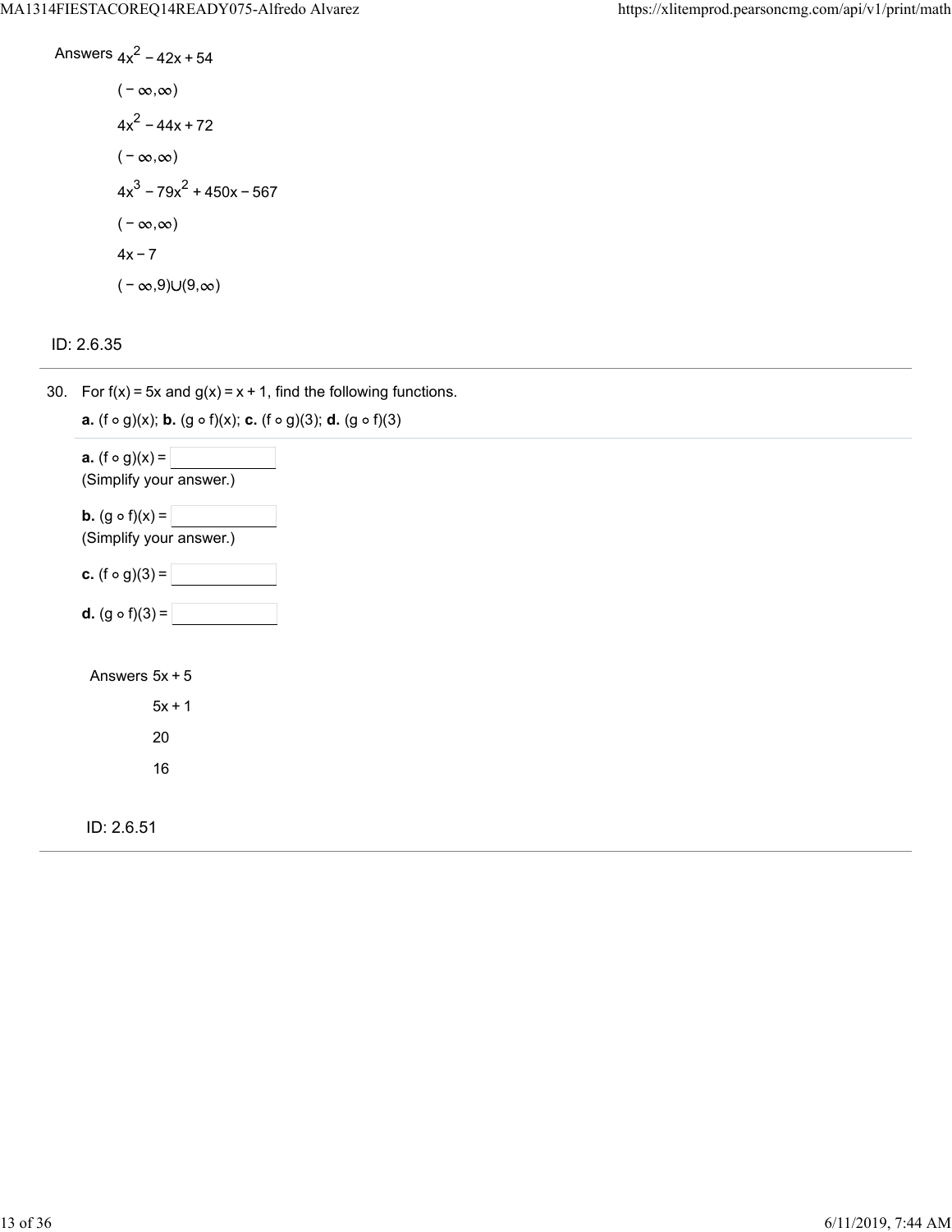Answers $4x^2 - 42x + 54$

$(-\infty,\infty)$

$4x^2 - 44x + 72$

$(-\infty,\infty)$

$4x^3 - 79x^2 + 450x - 567$

$(-\infty,\infty)$

$4x - 7$

$(-\infty,9)\cup(9,\infty)$

ID: 2.6.35

---

30. For $f(x) = 5x$ and $g(x) = x + 1$, find the following functions.

**a.** $(f \circ g)(x)$; **b.** $(g \circ f)(x)$; **c.** $(f \circ g)(3)$; **d.** $(g \circ f)(3)$

**a.** $(f \circ g)(x) =$ \_\_\_\_\_\_\_\_
(Simplify your answer.)

**b.** $(g \circ f)(x) =$ \_\_\_\_\_\_\_\_
(Simplify your answer.)

**c.** $(f \circ g)(3) =$ \_\_\_\_\_\_\_\_

**d.** $(g \circ f)(3) =$ \_\_\_\_\_\_\_\_

Answers $5x + 5$

$5x + 1$

20

16

ID: 2.6.51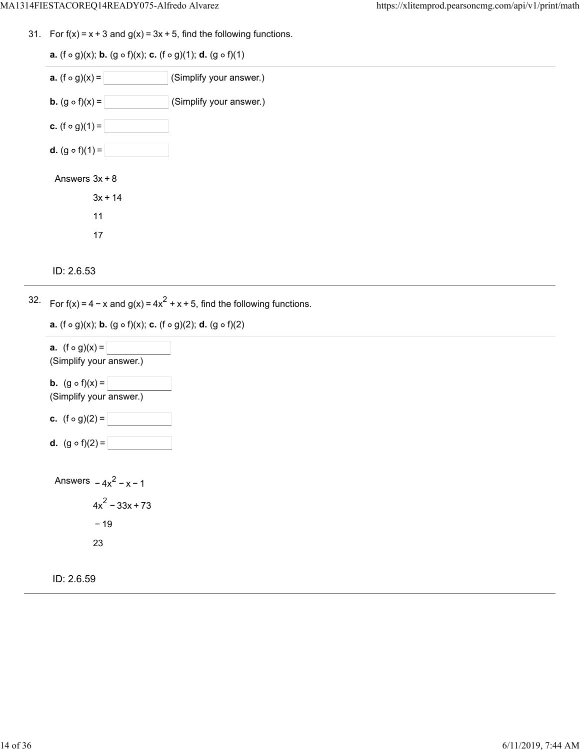31. For $f(x) = x + 3$ and $g(x) = 3x + 5$, find the following functions.

**a.** $(f \circ g)(x)$; **b.** $(g \circ f)(x)$; **c.** $(f \circ g)(1)$; **d.** $(g \circ f)(1)$

**a.** $(f \circ g)(x) =$ ____________ (Simplify your answer.)

**b.** $(g \circ f)(x) =$ ____________ (Simplify your answer.)

**c.** $(f \circ g)(1) =$ ____________

**d.** $(g \circ f)(1) =$ ____________

Answers $3x + 8$

$3x + 14$

11

17

ID: 2.6.53

---

32. For $f(x) = 4 - x$ and $g(x) = 4x^2 + x + 5$, find the following functions.

**a.** $(f \circ g)(x)$; **b.** $(g \circ f)(x)$; **c.** $(f \circ g)(2)$; **d.** $(g \circ f)(2)$

**a.** $(f \circ g)(x) =$ ____________
(Simplify your answer.)

**b.** $(g \circ f)(x) =$ ____________
(Simplify your answer.)

**c.** $(f \circ g)(2) =$ ____________

**d.** $(g \circ f)(2) =$ ____________

Answers $-4x^2 - x - 1$

$4x^2 - 33x + 73$

$-19$

23

ID: 2.6.59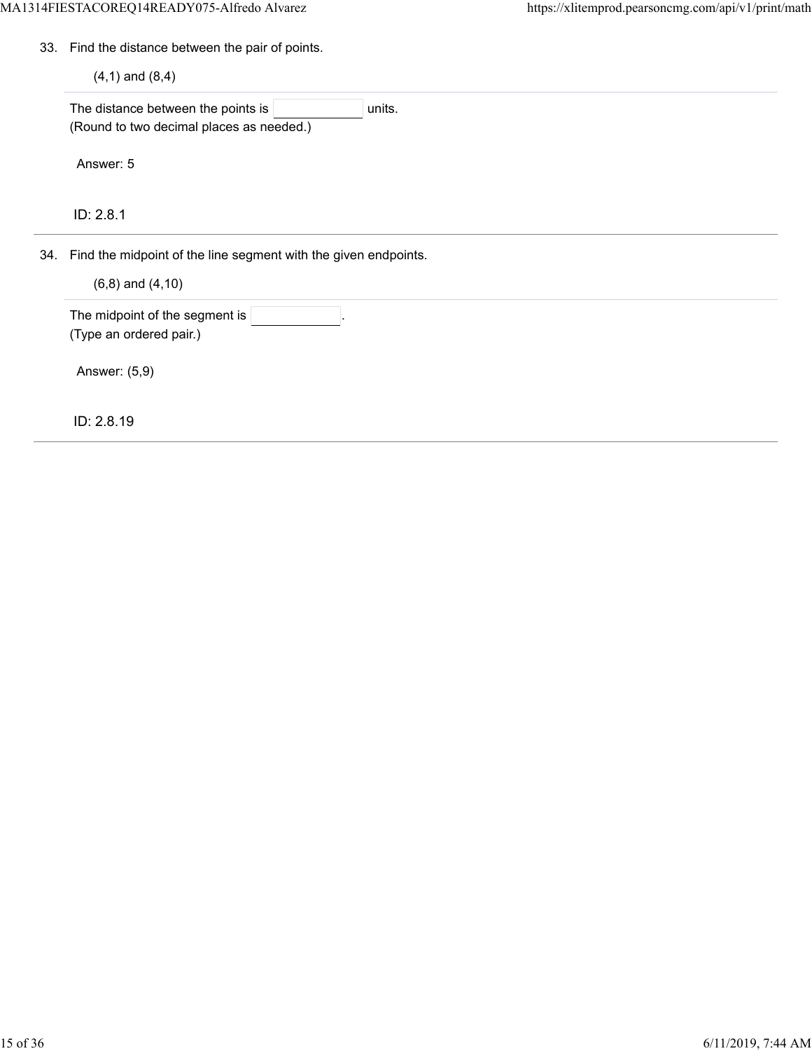33. Find the distance between the pair of points.

    (4,1) and (8,4)

    The distance between the points is ______ units.
    (Round to two decimal places as needed.)

    Answer: 5

    ID: 2.8.1

34. Find the midpoint of the line segment with the given endpoints.

    (6,8) and (4,10)

    The midpoint of the segment is ______.
    (Type an ordered pair.)

    Answer: (5,9)

    ID: 2.8.19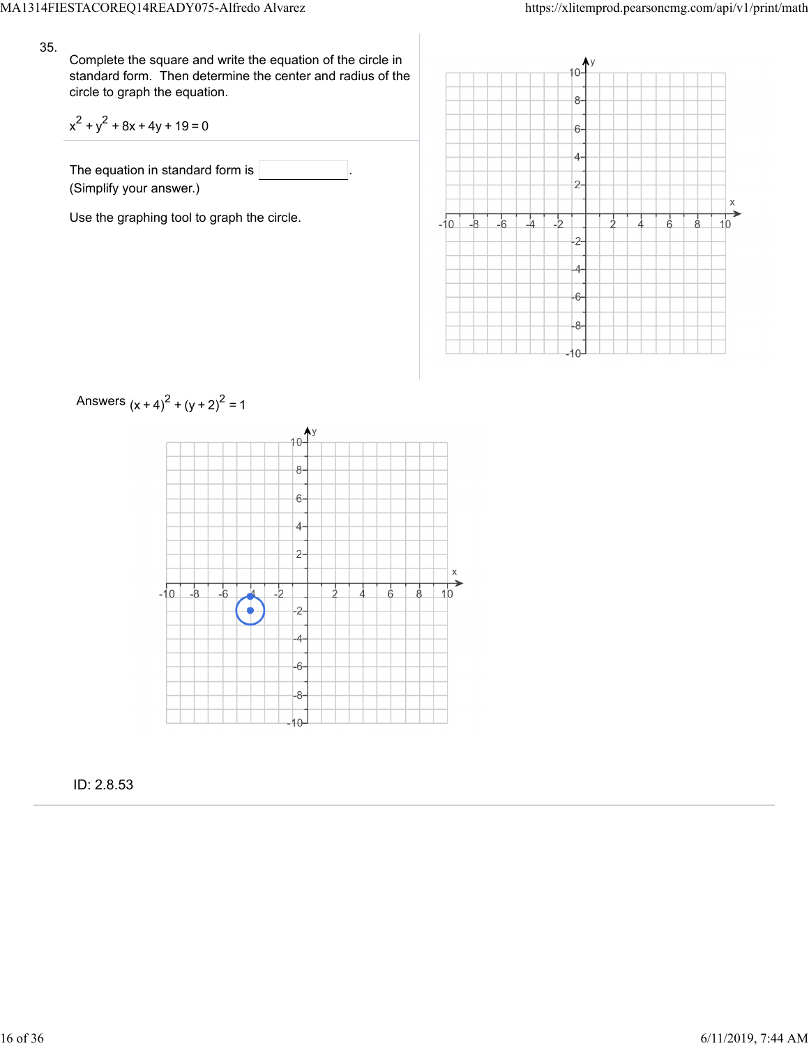35.

Complete the square and write the equation of the circle in standard form. Then determine the center and radius of the circle to graph the equation.

$$x^2 + y^2 + 8x + 4y + 19 = 0$$

The equation in standard form is \_\_\_\_\_\_\_\_\_\_.
(Simplify your answer.)

Use the graphing tool to graph the circle.

Answers $(x+4)^2 + (y+2)^2 = 1$

ID: 2.8.53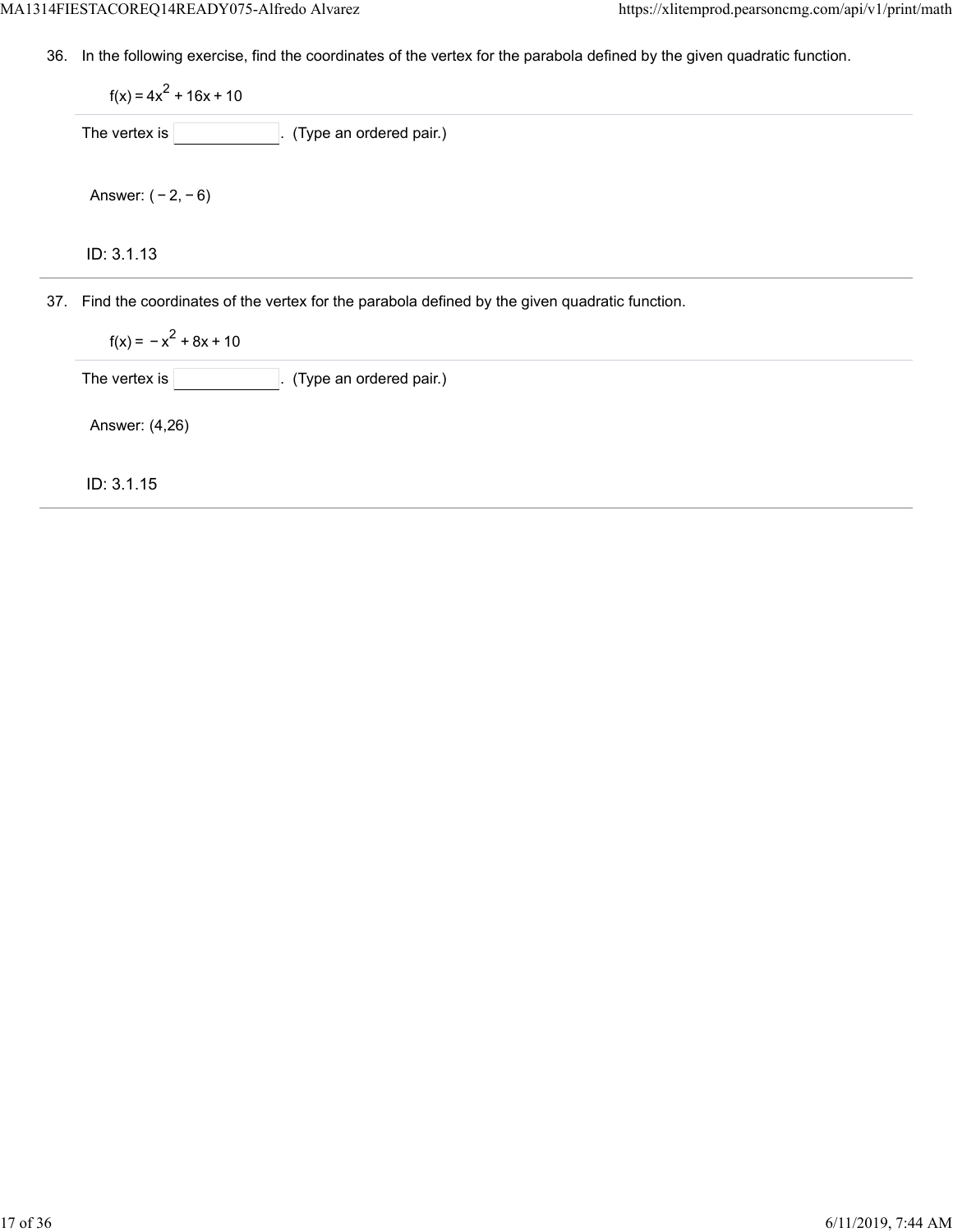36. In the following exercise, find the coordinates of the vertex for the parabola defined by the given quadratic function.

$f(x) = 4x^2 + 16x + 10$

The vertex is ______. (Type an ordered pair.)

Answer: $(-2, -6)$

ID: 3.1.13

---

37. Find the coordinates of the vertex for the parabola defined by the given quadratic function.

$f(x) = -x^2 + 8x + 10$

The vertex is ______. (Type an ordered pair.)

Answer: $(4,26)$

ID: 3.1.15

---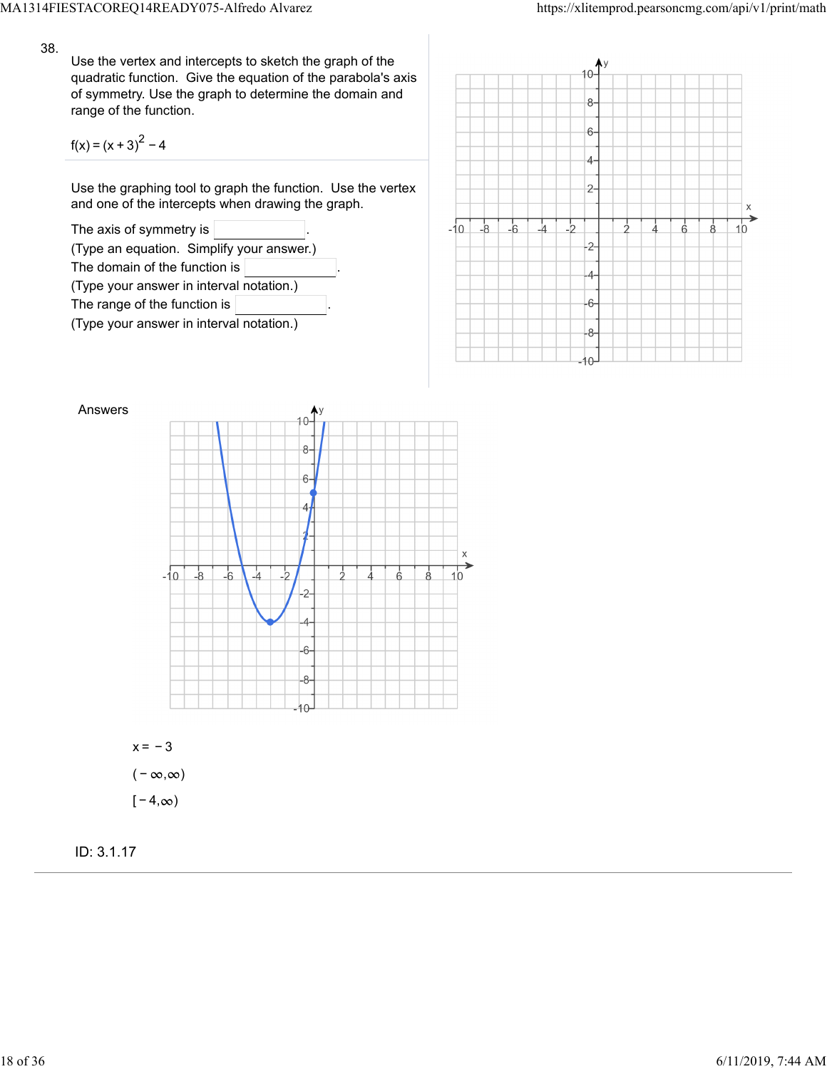38.

Use the vertex and intercepts to sketch the graph of the quadratic function. Give the equation of the parabola's axis of symmetry. Use the graph to determine the domain and range of the function.

$f(x) = (x+3)^2 - 4$

Use the graphing tool to graph the function. Use the vertex and one of the intercepts when drawing the graph.

The axis of symmetry is ________.
(Type an equation. Simplify your answer.)
The domain of the function is ________.
(Type your answer in interval notation.)
The range of the function is ________.
(Type your answer in interval notation.)

Answers

$x = -3$

$(-\infty, \infty)$

$[-4, \infty)$

ID: 3.1.17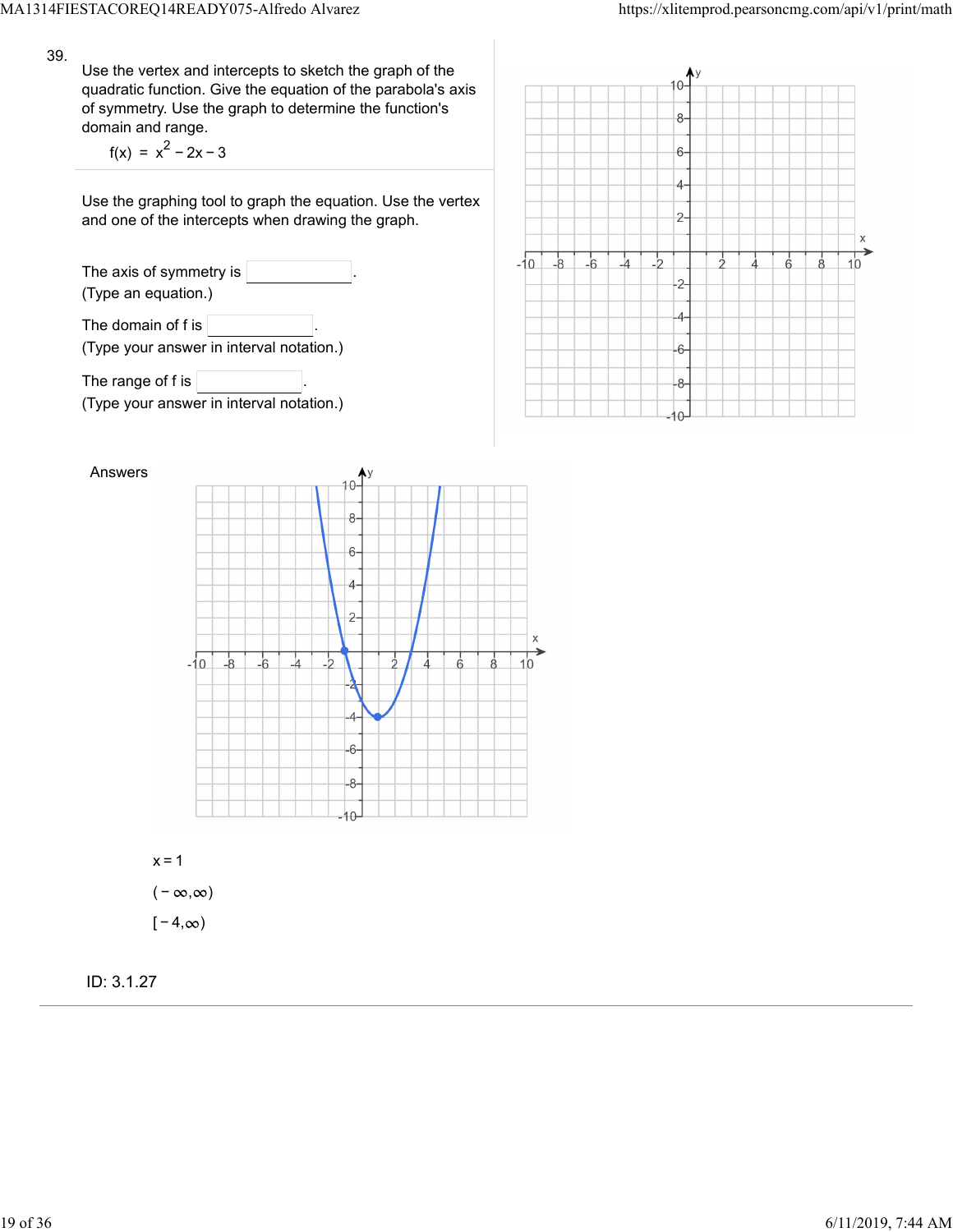39.

Use the vertex and intercepts to sketch the graph of the quadratic function. Give the equation of the parabola's axis of symmetry. Use the graph to determine the function's domain and range.

$$f(x) = x^2 - 2x - 3$$

Use the graphing tool to graph the equation. Use the vertex and one of the intercepts when drawing the graph.

The axis of symmetry is \_\_\_\_\_\_\_\_.
(Type an equation.)

The domain of f is \_\_\_\_\_\_\_\_.
(Type your answer in interval notation.)

The range of f is \_\_\_\_\_\_\_\_.
(Type your answer in interval notation.)

Answers

$x = 1$

$(-\infty, \infty)$

$[-4, \infty)$

ID: 3.1.27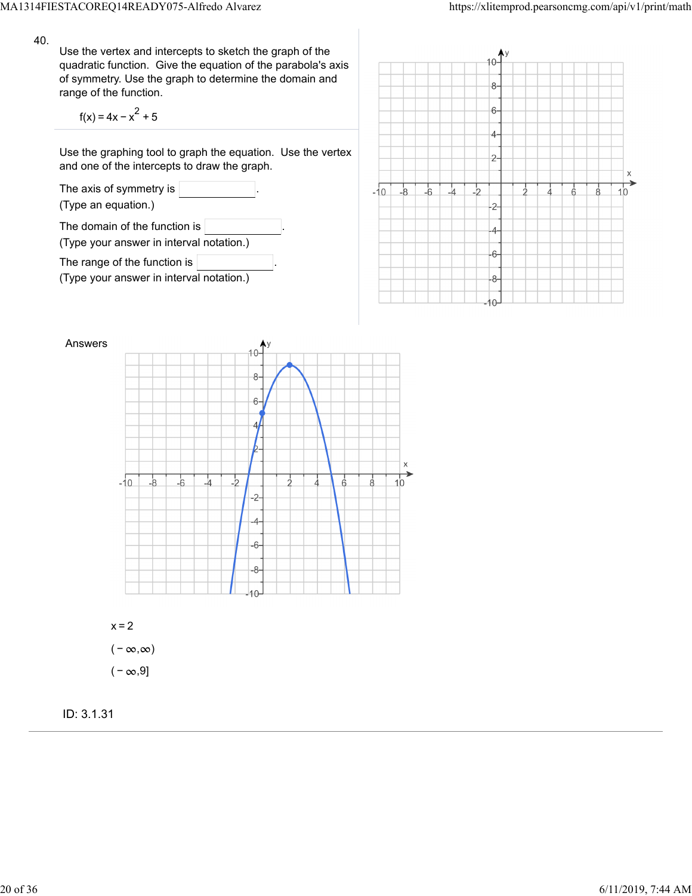40.

Use the vertex and intercepts to sketch the graph of the quadratic function. Give the equation of the parabola's axis of symmetry. Use the graph to determine the domain and range of the function.

$$f(x) = 4x - x^2 + 5$$

Use the graphing tool to graph the equation. Use the vertex and one of the intercepts to draw the graph.

The axis of symmetry is ________.
(Type an equation.)

The domain of the function is ________.
(Type your answer in interval notation.)

The range of the function is ________.
(Type your answer in interval notation.)

Answers

$x = 2$

$(-\infty, \infty)$

$(-\infty, 9]$

ID: 3.1.31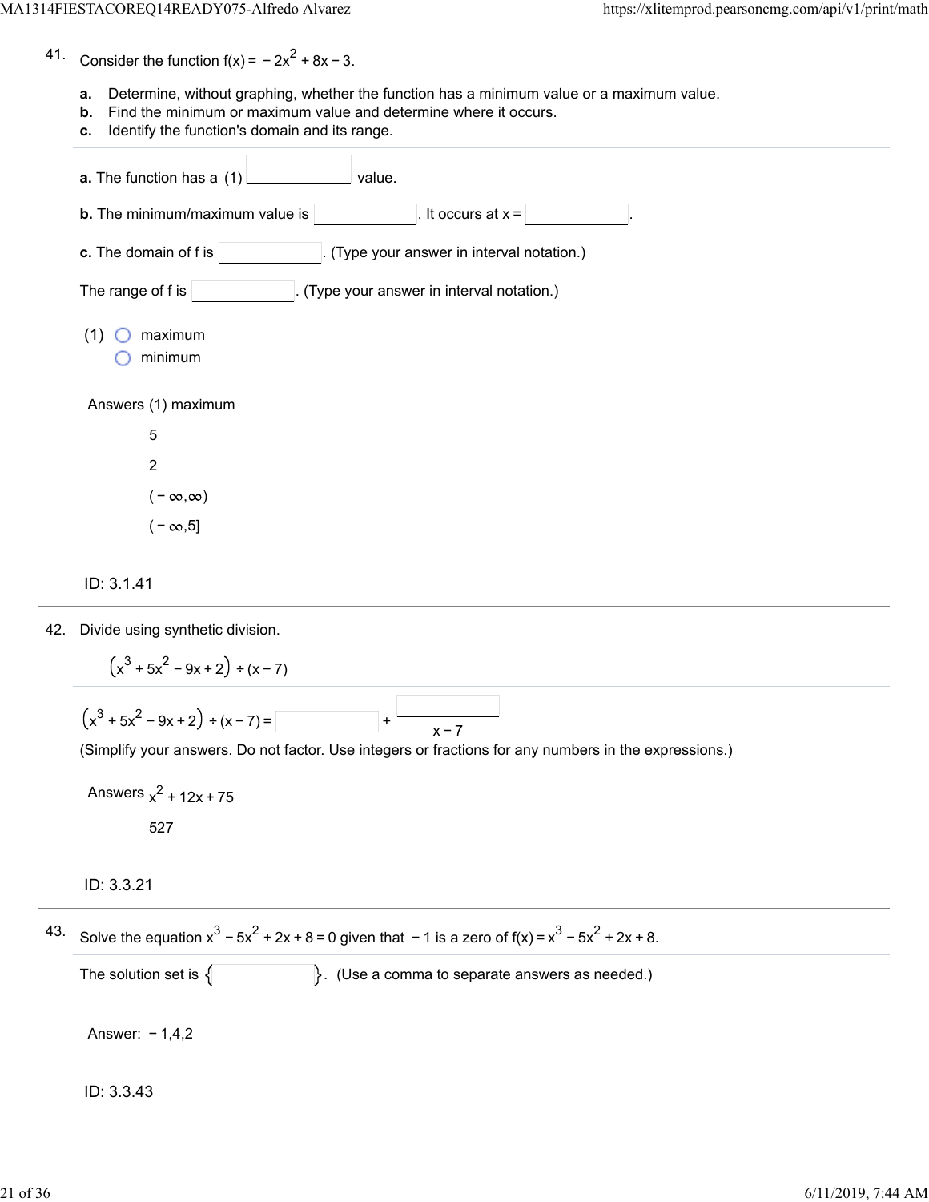41. Consider the function $f(x) = -2x^2 + 8x - 3$.

**a.** Determine, without graphing, whether the function has a minimum value or a maximum value.
**b.** Find the minimum or maximum value and determine where it occurs.
**c.** Identify the function's domain and its range.

---

**a.** The function has a (1) __________ value.

**b.** The minimum/maximum value is __________. It occurs at x = __________.

**c.** The domain of f is __________. (Type your answer in interval notation.)

The range of f is __________. (Type your answer in interval notation.)

(1) ○ maximum
　　○ minimum

Answers (1) maximum

5

2

$(-\infty,\infty)$

$(-\infty,5]$

ID: 3.1.41

---

42. Divide using synthetic division.

$$\left(x^3 + 5x^2 - 9x + 2\right) \div (x - 7)$$

---

$\left(x^3 + 5x^2 - 9x + 2\right) \div (x - 7) =$ __________ $+ \dfrac{\phantom{000}}{x - 7}$

(Simplify your answers. Do not factor. Use integers or fractions for any numbers in the expressions.)

Answers $x^2 + 12x + 75$

527

ID: 3.3.21

---

43. Solve the equation $x^3 - 5x^2 + 2x + 8 = 0$ given that $-1$ is a zero of $f(x) = x^3 - 5x^2 + 2x + 8$.

---

The solution set is { __________ }. (Use a comma to separate answers as needed.)

Answer: $-1,4,2$

ID: 3.3.43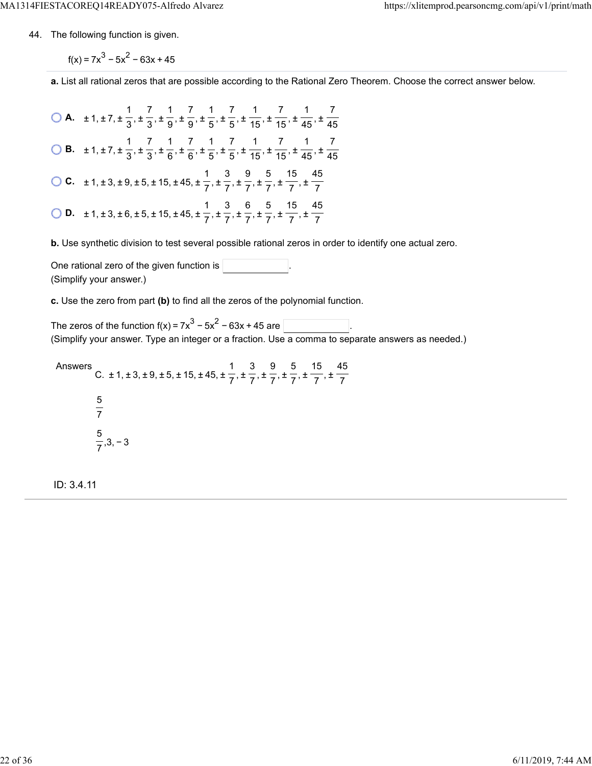44. The following function is given.

$f(x) = 7x^3 - 5x^2 - 63x + 45$

**a.** List all rational zeros that are possible according to the Rational Zero Theorem. Choose the correct answer below.

- **A.** $\pm 1, \pm 7, \pm \frac{1}{3}, \pm \frac{7}{3}, \pm \frac{1}{9}, \pm \frac{7}{9}, \pm \frac{1}{5}, \pm \frac{7}{5}, \pm \frac{1}{15}, \pm \frac{7}{15}, \pm \frac{1}{45}, \pm \frac{7}{45}$
- **B.** $\pm 1, \pm 7, \pm \frac{1}{3}, \pm \frac{7}{3}, \pm \frac{1}{6}, \pm \frac{7}{6}, \pm \frac{1}{5}, \pm \frac{7}{5}, \pm \frac{1}{15}, \pm \frac{7}{15}, \pm \frac{1}{45}, \pm \frac{7}{45}$
- **C.** $\pm 1, \pm 3, \pm 9, \pm 5, \pm 15, \pm 45, \pm \frac{1}{7}, \pm \frac{3}{7}, \pm \frac{9}{7}, \pm \frac{5}{7}, \pm \frac{15}{7}, \pm \frac{45}{7}$
- **D.** $\pm 1, \pm 3, \pm 6, \pm 5, \pm 15, \pm 45, \pm \frac{1}{7}, \pm \frac{3}{7}, \pm \frac{6}{7}, \pm \frac{5}{7}, \pm \frac{15}{7}, \pm \frac{45}{7}$

**b.** Use synthetic division to test several possible rational zeros in order to identify one actual zero.

One rational zero of the given function is \_\_\_\_\_\_\_\_.
(Simplify your answer.)

**c.** Use the zero from part **(b)** to find all the zeros of the polynomial function.

The zeros of the function $f(x) = 7x^3 - 5x^2 - 63x + 45$ are \_\_\_\_\_\_\_\_.
(Simplify your answer. Type an integer or a fraction. Use a comma to separate answers as needed.)

Answers C. $\pm 1, \pm 3, \pm 9, \pm 5, \pm 15, \pm 45, \pm \frac{1}{7}, \pm \frac{3}{7}, \pm \frac{9}{7}, \pm \frac{5}{7}, \pm \frac{15}{7}, \pm \frac{45}{7}$

$\frac{5}{7}$

$\frac{5}{7}, 3, -3$

ID: 3.4.11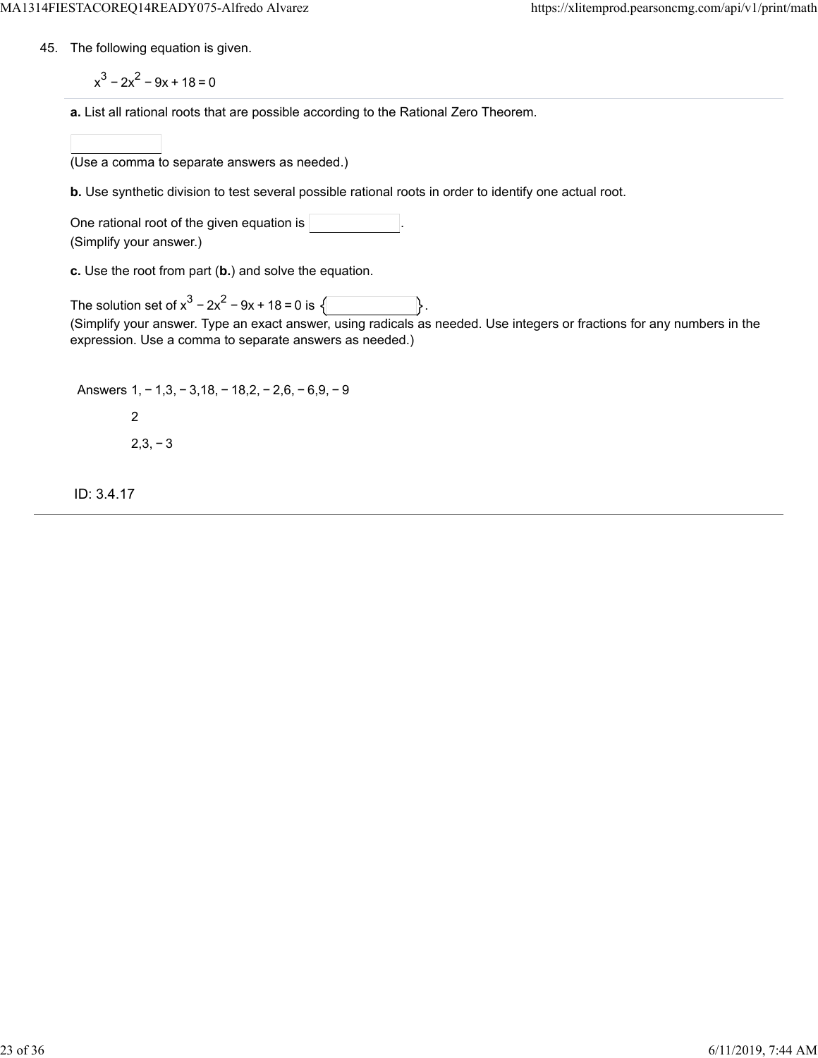45. The following equation is given.

$$x^3 - 2x^2 - 9x + 18 = 0$$

**a.** List all rational roots that are possible according to the Rational Zero Theorem.

(Use a comma to separate answers as needed.)

**b.** Use synthetic division to test several possible rational roots in order to identify one actual root.

One rational root of the given equation is ______.
(Simplify your answer.)

**c.** Use the root from part (**b.**) and solve the equation.

The solution set of $x^3 - 2x^2 - 9x + 18 = 0$ is $\{$ ______ $\}$.
(Simplify your answer. Type an exact answer, using radicals as needed. Use integers or fractions for any numbers in the expression. Use a comma to separate answers as needed.)

Answers $1, -1, 3, -3, 18, -18, 2, -2, 6, -6, 9, -9$

$2$

$2, 3, -3$

ID: 3.4.17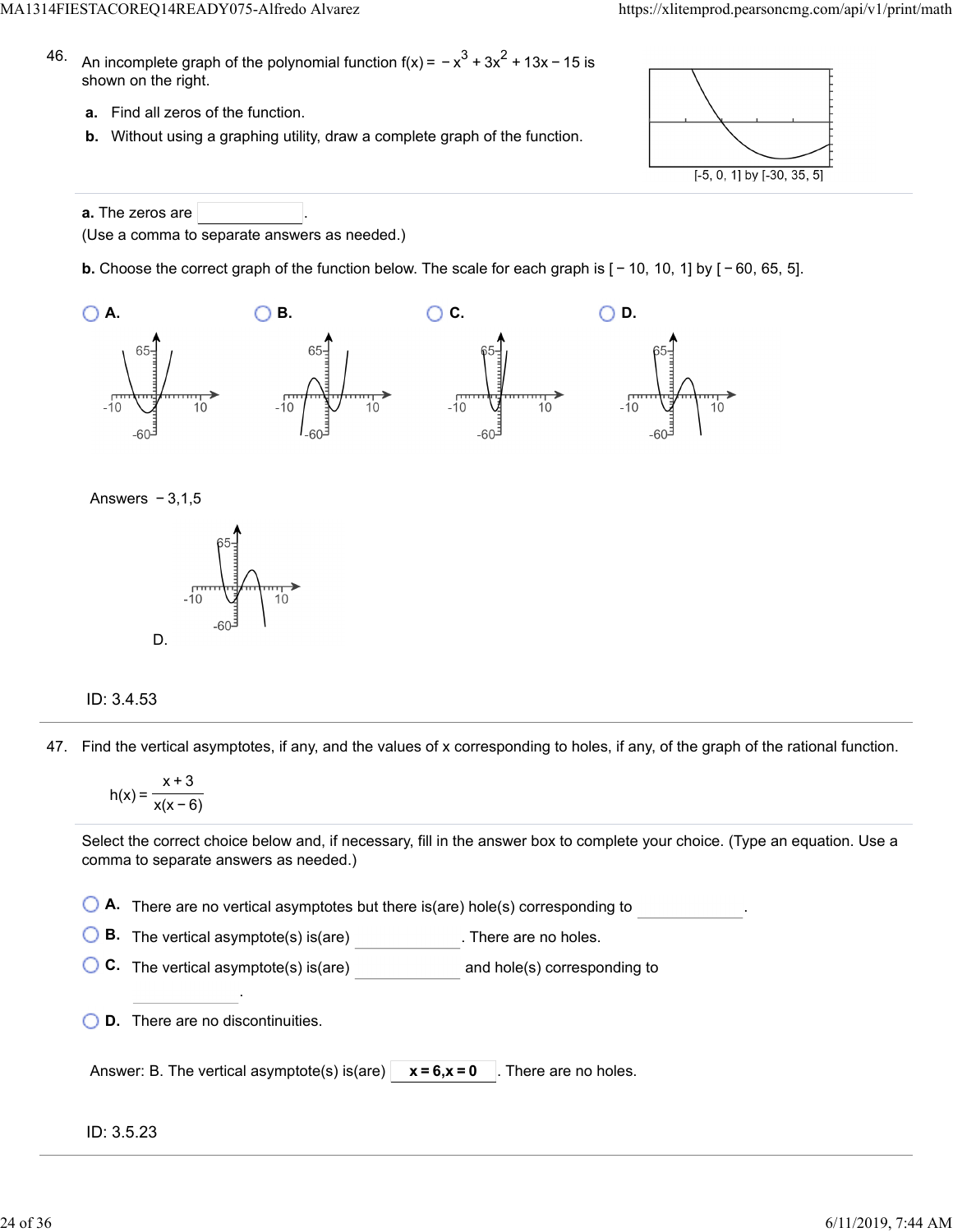46. An incomplete graph of the polynomial function $f(x) = -x^3 + 3x^2 + 13x - 15$ is shown on the right.

**a.** Find all zeros of the function.

**b.** Without using a graphing utility, draw a complete graph of the function.

[-5, 0, 1] by [-30, 35, 5]

**a.** The zeros are \_\_\_\_\_\_\_\_.
(Use a comma to separate answers as needed.)

**b.** Choose the correct graph of the function below. The scale for each graph is [−10, 10, 1] by [−60, 65, 5].

**A.** 

**B.** 

**C.** 

**D.** 

Answers −3,1,5

D.

ID: 3.4.53

---

47. Find the vertical asymptotes, if any, and the values of x corresponding to holes, if any, of the graph of the rational function.

$$h(x) = \frac{x+3}{x(x-6)}$$

Select the correct choice below and, if necessary, fill in the answer box to complete your choice. (Type an equation. Use a comma to separate answers as needed.)

**A.** There are no vertical asymptotes but there is(are) hole(s) corresponding to \_\_\_\_\_\_\_\_.

**B.** The vertical asymptote(s) is(are) \_\_\_\_\_\_\_\_. There are no holes.

**C.** The vertical asymptote(s) is(are) \_\_\_\_\_\_\_\_ and hole(s) corresponding to \_\_\_\_\_\_\_\_.

**D.** There are no discontinuities.

Answer: B. The vertical asymptote(s) is(are) **x = 6,x = 0**. There are no holes.

ID: 3.5.23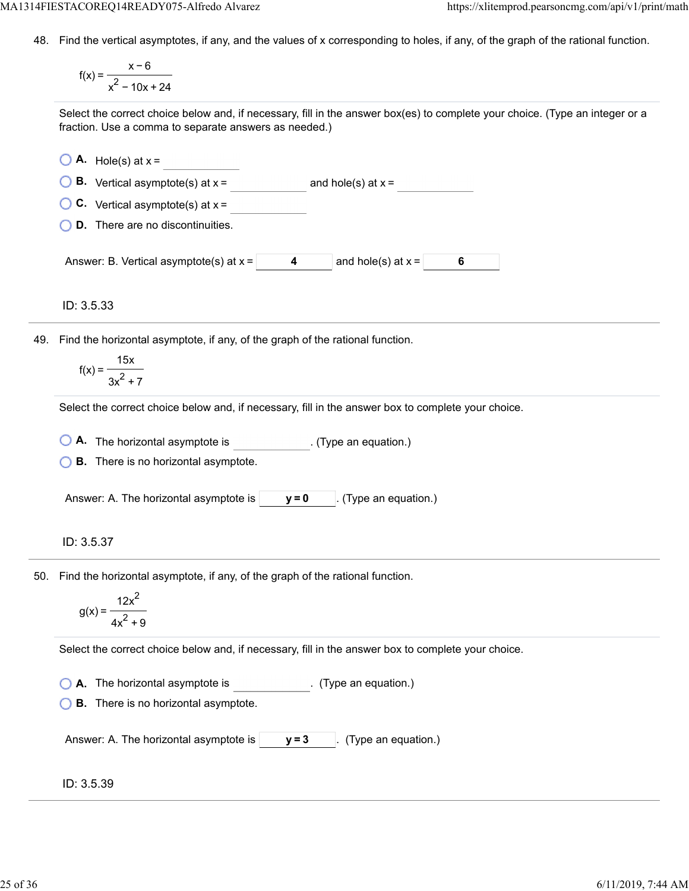48. Find the vertical asymptotes, if any, and the values of x corresponding to holes, if any, of the graph of the rational function.

$$f(x) = \frac{x-6}{x^2-10x+24}$$

Select the correct choice below and, if necessary, fill in the answer box(es) to complete your choice. (Type an integer or a fraction. Use a comma to separate answers as needed.)

- A. Hole(s) at x = ________
- B. Vertical asymptote(s) at x = ________ and hole(s) at x = ________
- C. Vertical asymptote(s) at x = ________
- D. There are no discontinuities.

Answer: B. Vertical asymptote(s) at x = **4** and hole(s) at x = **6**

ID: 3.5.33

---

49. Find the horizontal asymptote, if any, of the graph of the rational function.

$$f(x) = \frac{15x}{3x^2+7}$$

Select the correct choice below and, if necessary, fill in the answer box to complete your choice.

- A. The horizontal asymptote is ________. (Type an equation.)
- B. There is no horizontal asymptote.

Answer: A. The horizontal asymptote is **y = 0**. (Type an equation.)

ID: 3.5.37

---

50. Find the horizontal asymptote, if any, of the graph of the rational function.

$$g(x) = \frac{12x^2}{4x^2+9}$$

Select the correct choice below and, if necessary, fill in the answer box to complete your choice.

- A. The horizontal asymptote is ________. (Type an equation.)
- B. There is no horizontal asymptote.

Answer: A. The horizontal asymptote is **y = 3**. (Type an equation.)

ID: 3.5.39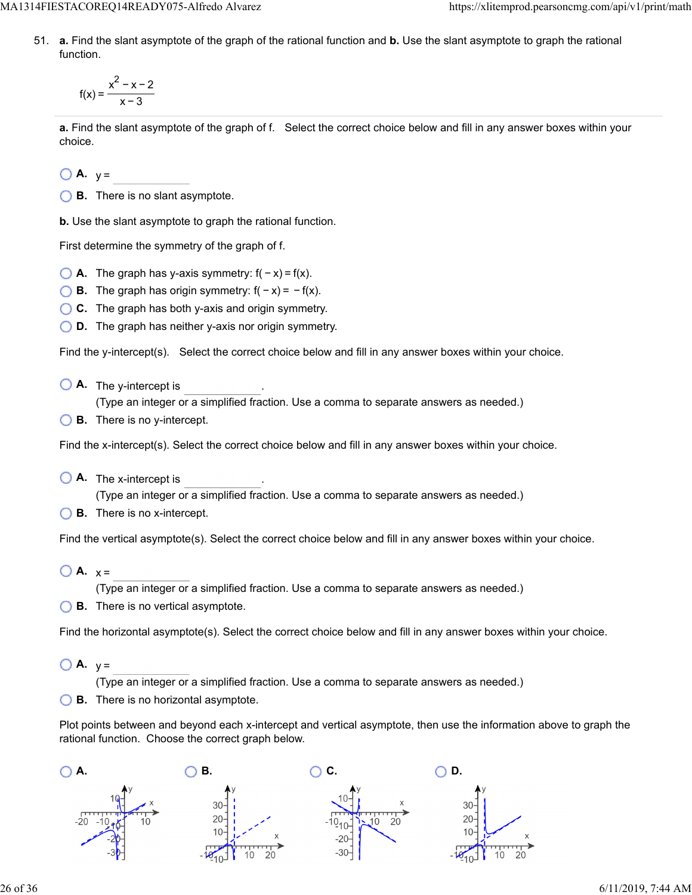51. **a.** Find the slant asymptote of the graph of the rational function and **b.** Use the slant asymptote to graph the rational function.

$$f(x) = \frac{x^2 - x - 2}{x - 3}$$

---

**a.** Find the slant asymptote of the graph of f. Select the correct choice below and fill in any answer boxes within your choice.

- **A.** y = ________
- **B.** There is no slant asymptote.

**b.** Use the slant asymptote to graph the rational function.

First determine the symmetry of the graph of f.

- **A.** The graph has y-axis symmetry: $f(-x) = f(x)$.
- **B.** The graph has origin symmetry: $f(-x) = -f(x)$.
- **C.** The graph has both y-axis and origin symmetry.
- **D.** The graph has neither y-axis nor origin symmetry.

Find the y-intercept(s). Select the correct choice below and fill in any answer boxes within your choice.

- **A.** The y-intercept is ________.
  (Type an integer or a simplified fraction. Use a comma to separate answers as needed.)
- **B.** There is no y-intercept.

Find the x-intercept(s). Select the correct choice below and fill in any answer boxes within your choice.

- **A.** The x-intercept is ________.
  (Type an integer or a simplified fraction. Use a comma to separate answers as needed.)
- **B.** There is no x-intercept.

Find the vertical asymptote(s). Select the correct choice below and fill in any answer boxes within your choice.

- **A.** x = ________
  (Type an integer or a simplified fraction. Use a comma to separate answers as needed.)
- **B.** There is no vertical asymptote.

Find the horizontal asymptote(s). Select the correct choice below and fill in any answer boxes within your choice.

- **A.** y = ________
  (Type an integer or a simplified fraction. Use a comma to separate answers as needed.)
- **B.** There is no horizontal asymptote.

Plot points between and beyond each x-intercept and vertical asymptote, then use the information above to graph the rational function. Choose the correct graph below.

- **A.**
- **B.**
- **C.**
- **D.**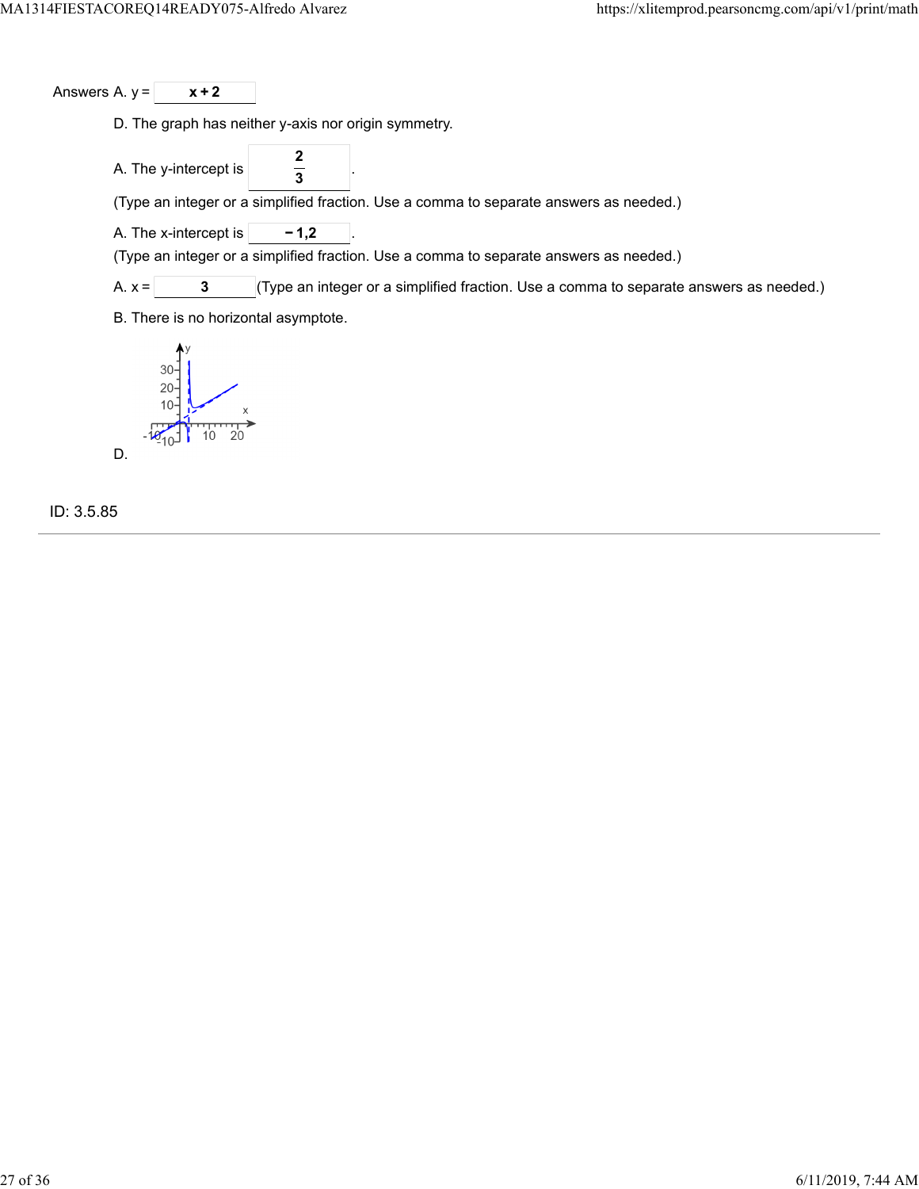Answers A. y = $x + 2$

D. The graph has neither y-axis nor origin symmetry.

A. The y-intercept is $\frac{2}{3}$.

(Type an integer or a simplified fraction. Use a comma to separate answers as needed.)

A. The x-intercept is $-1,2$.

(Type an integer or a simplified fraction. Use a comma to separate answers as needed.)

A. x = $3$ (Type an integer or a simplified fraction. Use a comma to separate answers as needed.)

B. There is no horizontal asymptote.

D.

ID: 3.5.85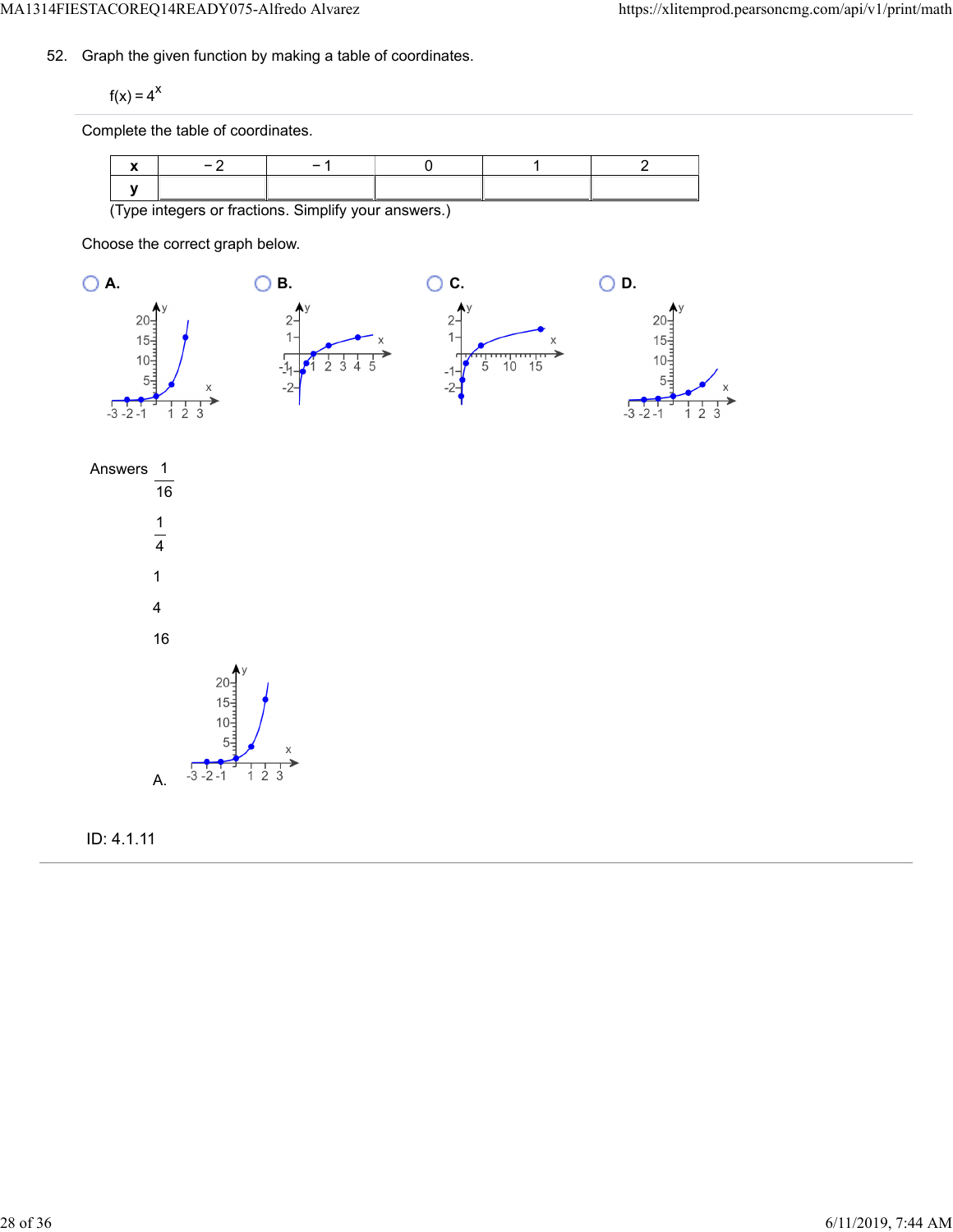52. Graph the given function by making a table of coordinates.

$f(x) = 4^x$

Complete the table of coordinates.

| x | −2 | −1 | 0 | 1 | 2 |
|---|---|---|---|---|---|
| y | | | | | |

(Type integers or fractions. Simplify your answers.)

Choose the correct graph below.

A.

B.

C.

D.

Answers $\frac{1}{16}$

$\frac{1}{4}$

1

4

16

A.

ID: 4.1.11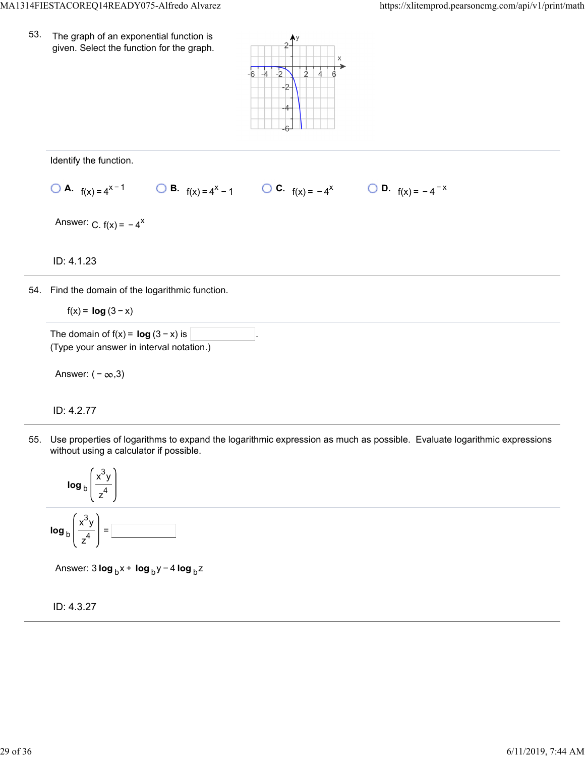53. The graph of an exponential function is given. Select the function for the graph.

Identify the function.

- A. $f(x) = 4^{x-1}$
- B. $f(x) = 4^{x} - 1$
- C. $f(x) = -4^{x}$
- D. $f(x) = -4^{-x}$

Answer: C. $f(x) = -4^{x}$

ID: 4.1.23

---

54. Find the domain of the logarithmic function.

$$f(x) = \log(3 - x)$$

The domain of $f(x) = \log(3 - x)$ is \_\_\_\_\_\_\_\_.
(Type your answer in interval notation.)

Answer: $(-\infty, 3)$

ID: 4.2.77

---

55. Use properties of logarithms to expand the logarithmic expression as much as possible. Evaluate logarithmic expressions without using a calculator if possible.

$$\log_b \left( \frac{x^3 y}{z^4} \right)$$

$\log_b \left( \frac{x^3 y}{z^4} \right) =$ \_\_\_\_\_\_\_\_

Answer: $3 \log_b x + \log_b y - 4 \log_b z$

ID: 4.3.27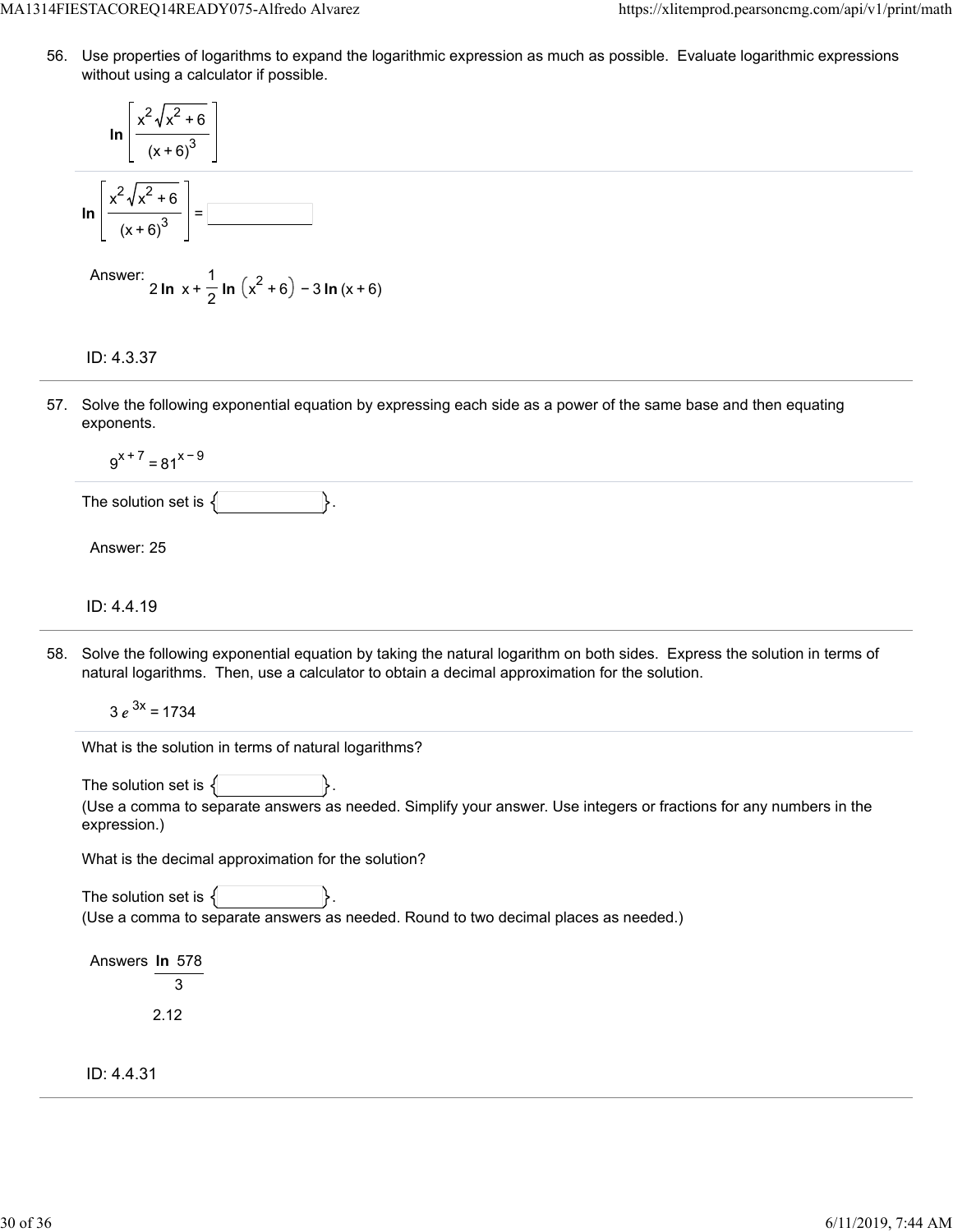56. Use properties of logarithms to expand the logarithmic expression as much as possible. Evaluate logarithmic expressions without using a calculator if possible.

$$\ln\left[\frac{x^2\sqrt{x^2+6}}{(x+6)^3}\right]$$

$\ln\left[\dfrac{x^2\sqrt{x^2+6}}{(x+6)^3}\right] =$ \_\_\_\_\_\_\_\_\_\_

Answer: $2\ln x + \frac{1}{2}\ln\left(x^2+6\right) - 3\ln(x+6)$

ID: 4.3.37

---

57. Solve the following exponential equation by expressing each side as a power of the same base and then equating exponents.

$$9^{x+7} = 81^{x-9}$$

The solution set is { \_\_\_\_\_\_\_\_\_\_ }.

Answer: 25

ID: 4.4.19

---

58. Solve the following exponential equation by taking the natural logarithm on both sides. Express the solution in terms of natural logarithms. Then, use a calculator to obtain a decimal approximation for the solution.

$$3e^{3x} = 1734$$

What is the solution in terms of natural logarithms?

The solution set is { \_\_\_\_\_\_\_\_\_\_ }.
(Use a comma to separate answers as needed. Simplify your answer. Use integers or fractions for any numbers in the expression.)

What is the decimal approximation for the solution?

The solution set is { \_\_\_\_\_\_\_\_\_\_ }.
(Use a comma to separate answers as needed. Round to two decimal places as needed.)

Answers $\dfrac{\ln 578}{3}$

2.12

ID: 4.4.31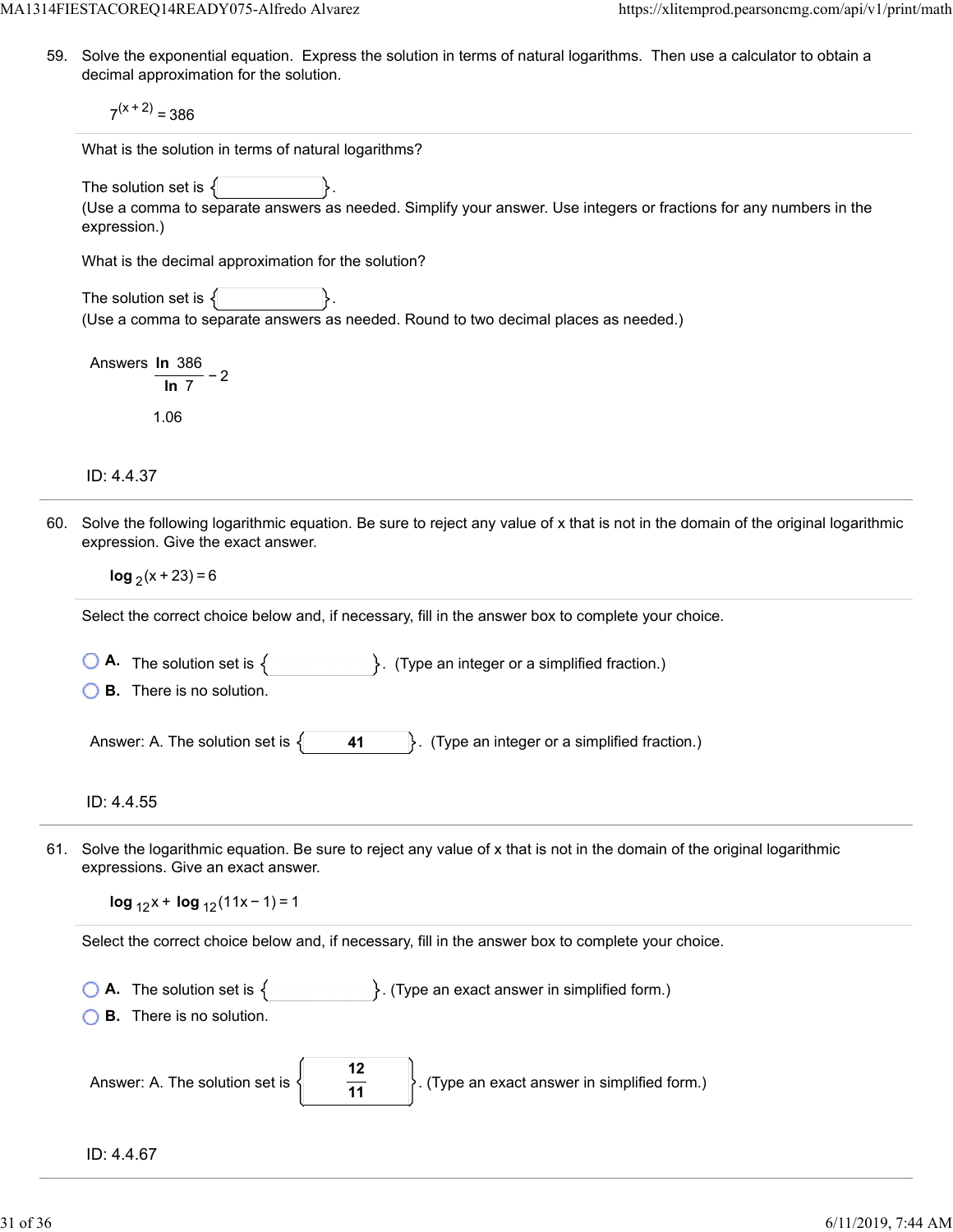59. Solve the exponential equation. Express the solution in terms of natural logarithms. Then use a calculator to obtain a decimal approximation for the solution.

$$7^{(x+2)} = 386$$

What is the solution in terms of natural logarithms?

The solution set is { }.
(Use a comma to separate answers as needed. Simplify your answer. Use integers or fractions for any numbers in the expression.)

What is the decimal approximation for the solution?

The solution set is { }.
(Use a comma to separate answers as needed. Round to two decimal places as needed.)

Answers $\dfrac{\ln 386}{\ln 7} - 2$

1.06

ID: 4.4.37

---

60. Solve the following logarithmic equation. Be sure to reject any value of x that is not in the domain of the original logarithmic expression. Give the exact answer.

$$\log_2(x+23) = 6$$

Select the correct choice below and, if necessary, fill in the answer box to complete your choice.

- **A.** The solution set is { }. (Type an integer or a simplified fraction.)
- **B.** There is no solution.

Answer: A. The solution set is { **41** }. (Type an integer or a simplified fraction.)

ID: 4.4.55

---

61. Solve the logarithmic equation. Be sure to reject any value of x that is not in the domain of the original logarithmic expressions. Give an exact answer.

$$\log_{12} x + \log_{12}(11x - 1) = 1$$

Select the correct choice below and, if necessary, fill in the answer box to complete your choice.

- **A.** The solution set is { }. (Type an exact answer in simplified form.)
- **B.** There is no solution.

Answer: A. The solution set is { $\dfrac{12}{11}$ }. (Type an exact answer in simplified form.)

ID: 4.4.67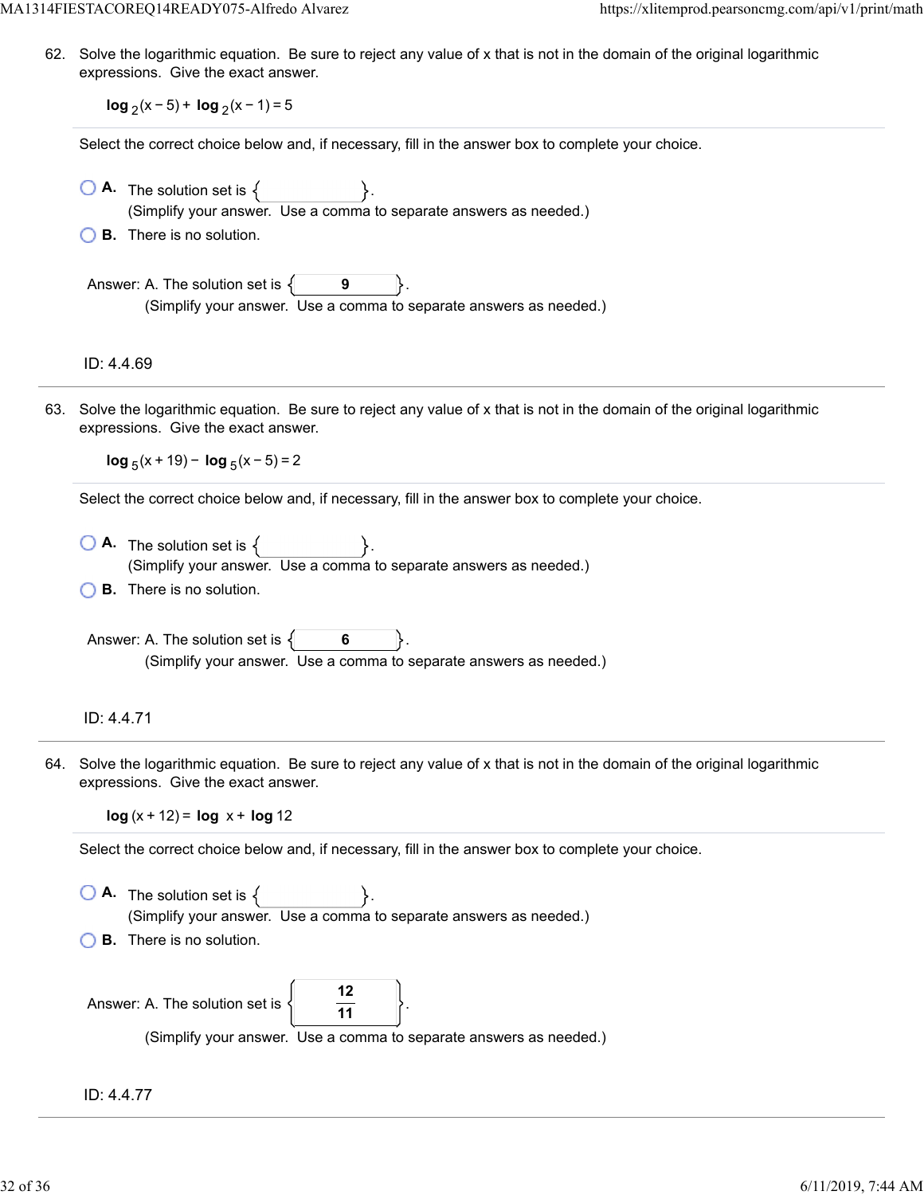62. Solve the logarithmic equation. Be sure to reject any value of x that is not in the domain of the original logarithmic expressions. Give the exact answer.

$$\log_2(x-5) + \log_2(x-1) = 5$$

Select the correct choice below and, if necessary, fill in the answer box to complete your choice.

- A. The solution set is { }.
  (Simplify your answer. Use a comma to separate answers as needed.)
- B. There is no solution.

Answer: A. The solution set is { 9 }.
(Simplify your answer. Use a comma to separate answers as needed.)

ID: 4.4.69

---

63. Solve the logarithmic equation. Be sure to reject any value of x that is not in the domain of the original logarithmic expressions. Give the exact answer.

$$\log_5(x+19) - \log_5(x-5) = 2$$

Select the correct choice below and, if necessary, fill in the answer box to complete your choice.

- A. The solution set is { }.
  (Simplify your answer. Use a comma to separate answers as needed.)
- B. There is no solution.

Answer: A. The solution set is { 6 }.
(Simplify your answer. Use a comma to separate answers as needed.)

ID: 4.4.71

---

64. Solve the logarithmic equation. Be sure to reject any value of x that is not in the domain of the original logarithmic expressions. Give the exact answer.

$$\log(x+12) = \log x + \log 12$$

Select the correct choice below and, if necessary, fill in the answer box to complete your choice.

- A. The solution set is { }.
  (Simplify your answer. Use a comma to separate answers as needed.)
- B. There is no solution.

Answer: A. The solution set is $\left\{ \frac{12}{11} \right\}$.
(Simplify your answer. Use a comma to separate answers as needed.)

ID: 4.4.77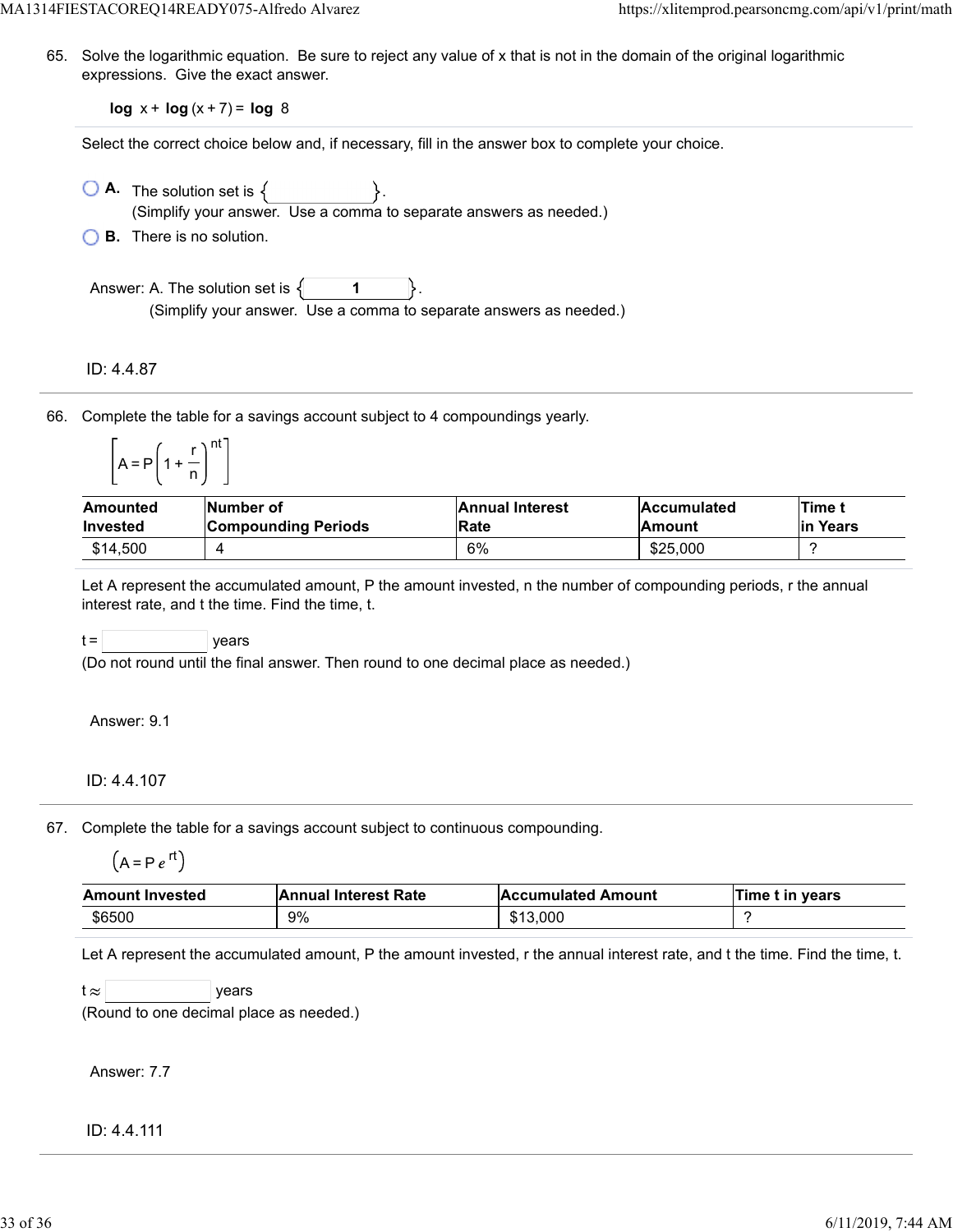65. Solve the logarithmic equation. Be sure to reject any value of x that is not in the domain of the original logarithmic expressions. Give the exact answer.

$$\log x + \log(x+7) = \log 8$$

Select the correct choice below and, if necessary, fill in the answer box to complete your choice.

- A. The solution set is { }.
  (Simplify your answer. Use a comma to separate answers as needed.)
- B. There is no solution.

Answer: A. The solution set is { 1 }.
(Simplify your answer. Use a comma to separate answers as needed.)

ID: 4.4.87

---

66. Complete the table for a savings account subject to 4 compoundings yearly.

$$\left[A = P\left(1 + \frac{r}{n}\right)^{nt}\right]$$

| Amounted Invested | Number of Compounding Periods | Annual Interest Rate | Accumulated Amount | Time t in Years |
|---|---|---|---|---|
| $14,500 | 4 | 6% | $25,000 | ? |

Let A represent the accumulated amount, P the amount invested, n the number of compounding periods, r the annual interest rate, and t the time. Find the time, t.

t = years
(Do not round until the final answer. Then round to one decimal place as needed.)

Answer: 9.1

ID: 4.4.107

---

67. Complete the table for a savings account subject to continuous compounding.

$$\left(A = Pe^{rt}\right)$$

| Amount Invested | Annual Interest Rate | Accumulated Amount | Time t in years |
|---|---|---|---|
| $6500 | 9% | $13,000 | ? |

Let A represent the accumulated amount, P the amount invested, r the annual interest rate, and t the time. Find the time, t.

$t \approx$ years
(Round to one decimal place as needed.)

Answer: 7.7

ID: 4.4.111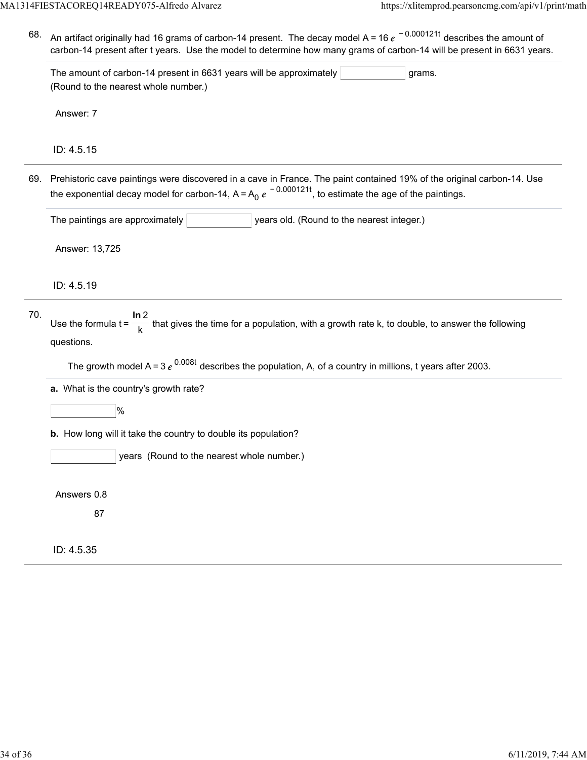68. An artifact originally had 16 grams of carbon-14 present. The decay model $A = 16e^{-0.000121t}$ describes the amount of carbon-14 present after t years. Use the model to determine how many grams of carbon-14 will be present in 6631 years.

The amount of carbon-14 present in 6631 years will be approximately ______ grams.
(Round to the nearest whole number.)

Answer: 7

ID: 4.5.15

---

69. Prehistoric cave paintings were discovered in a cave in France. The paint contained 19% of the original carbon-14. Use the exponential decay model for carbon-14, $A = A_0 e^{-0.000121t}$, to estimate the age of the paintings.

The paintings are approximately ______ years old. (Round to the nearest integer.)

Answer: 13,725

ID: 4.5.19

---

70. Use the formula $t = \frac{\ln 2}{k}$ that gives the time for a population, with a growth rate k, to double, to answer the following questions.

The growth model $A = 3e^{0.008t}$ describes the population, A, of a country in millions, t years after 2003.

**a.** What is the country's growth rate?

______ %

**b.** How long will it take the country to double its population?

______ years (Round to the nearest whole number.)

Answers 0.8

87

ID: 4.5.35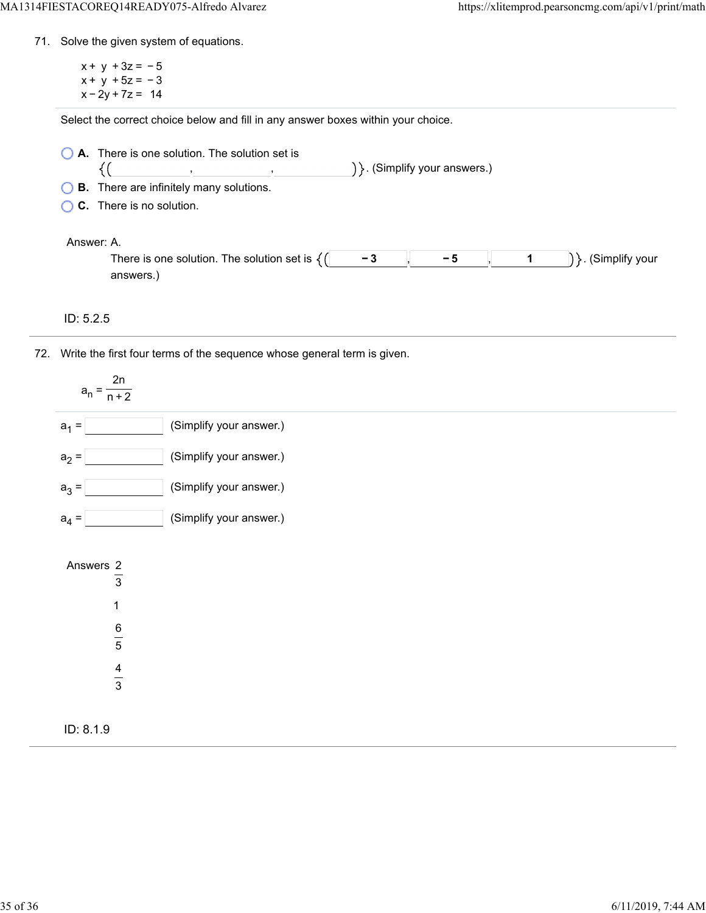71. Solve the given system of equations.

$$
\begin{aligned}
x + y + 3z &= -5 \\
x + y + 5z &= -3 \\
x - 2y + 7z &= 14
\end{aligned}
$$

Select the correct choice below and fill in any answer boxes within your choice.

- **A.** There is one solution. The solution set is $\{(\_\_\_\_, \_\_\_\_, \_\_\_\_)\}$. (Simplify your answers.)
- **B.** There are infinitely many solutions.
- **C.** There is no solution.

Answer: A.

There is one solution. The solution set is $\{(-3, -5, 1)\}$. (Simplify your answers.)

ID: 5.2.5

---

72. Write the first four terms of the sequence whose general term is given.

$$a_n = \frac{2n}{n+2}$$

$a_1 =$ \_\_\_\_ (Simplify your answer.)

$a_2 =$ \_\_\_\_ (Simplify your answer.)

$a_3 =$ \_\_\_\_ (Simplify your answer.)

$a_4 =$ \_\_\_\_ (Simplify your answer.)

Answers $\frac{2}{3}$

$1$

$\frac{6}{5}$

$\frac{4}{3}$

ID: 8.1.9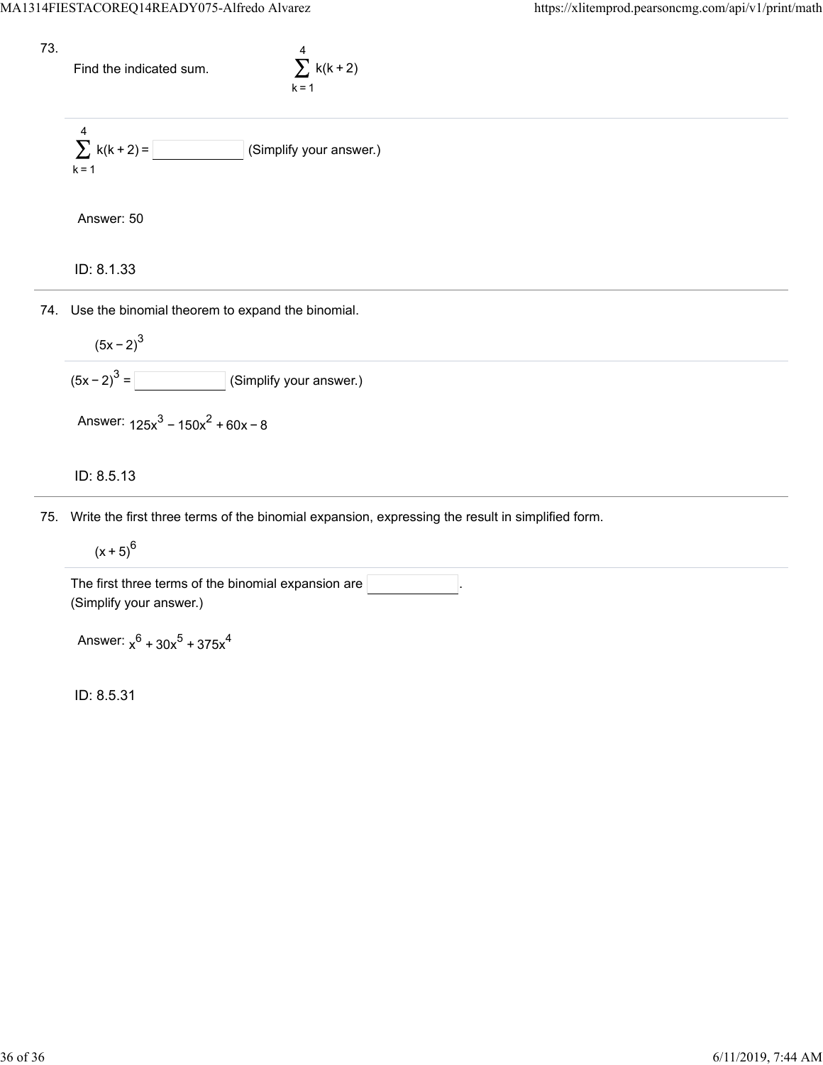73.

Find the indicated sum. $\sum_{k=1}^{4} k(k+2)$

$\sum_{k=1}^{4} k(k+2) =$ ______ (Simplify your answer.)

Answer: 50

ID: 8.1.33

74. Use the binomial theorem to expand the binomial.

$(5x - 2)^3$

$(5x - 2)^3 =$ ______ (Simplify your answer.)

Answer: $125x^3 - 150x^2 + 60x - 8$

ID: 8.5.13

75. Write the first three terms of the binomial expansion, expressing the result in simplified form.

$(x + 5)^6$

The first three terms of the binomial expansion are ______.
(Simplify your answer.)

Answer: $x^6 + 30x^5 + 375x^4$

ID: 8.5.31